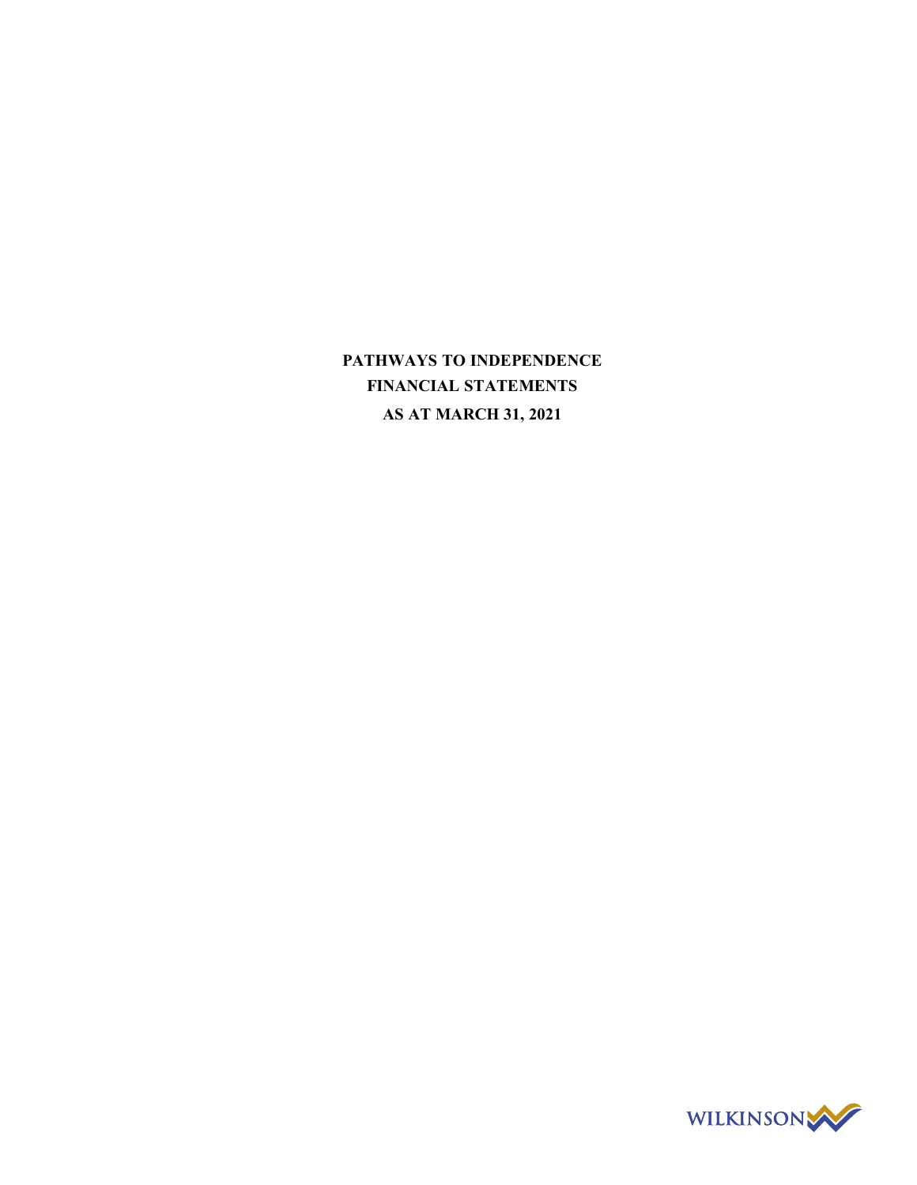**PATHWAYS TO INDEPENDENCE**

**FINANCIAL STATEMENTS**

**AS AT MARCH 31, 2021**

WILKINSON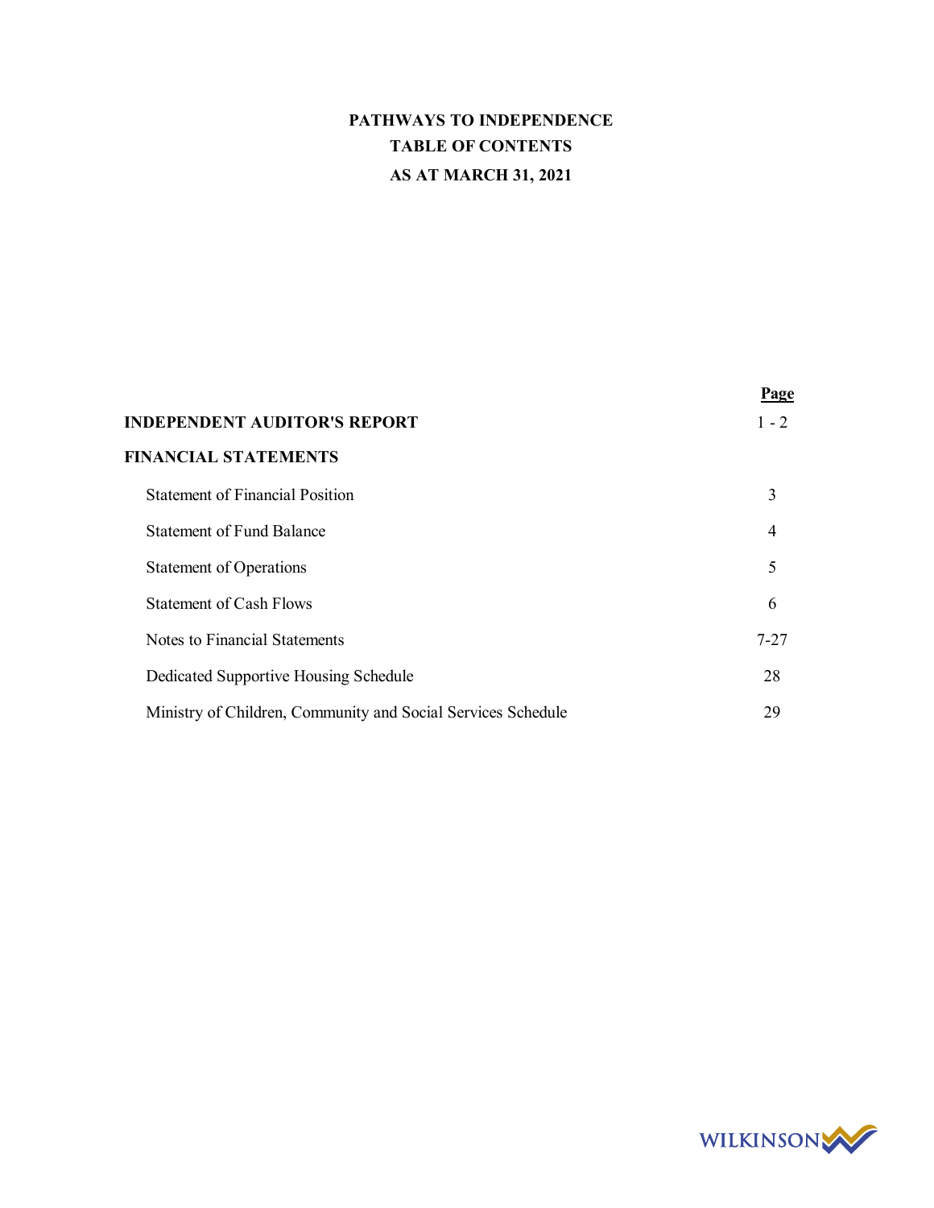# PATHWAYS TO INDEPENDENCE

## TABLE OF CONTENTS

## AS AT MARCH 31, 2021

| | Page |
|---|---|
| **INDEPENDENT AUDITOR'S REPORT** | 1 - 2 |
| **FINANCIAL STATEMENTS** | |
| Statement of Financial Position | 3 |
| Statement of Fund Balance | 4 |
| Statement of Operations | 5 |
| Statement of Cash Flows | 6 |
| Notes to Financial Statements | 7-27 |
| Dedicated Supportive Housing Schedule | 28 |
| Ministry of Children, Community and Social Services Schedule | 29 |

WILKINSON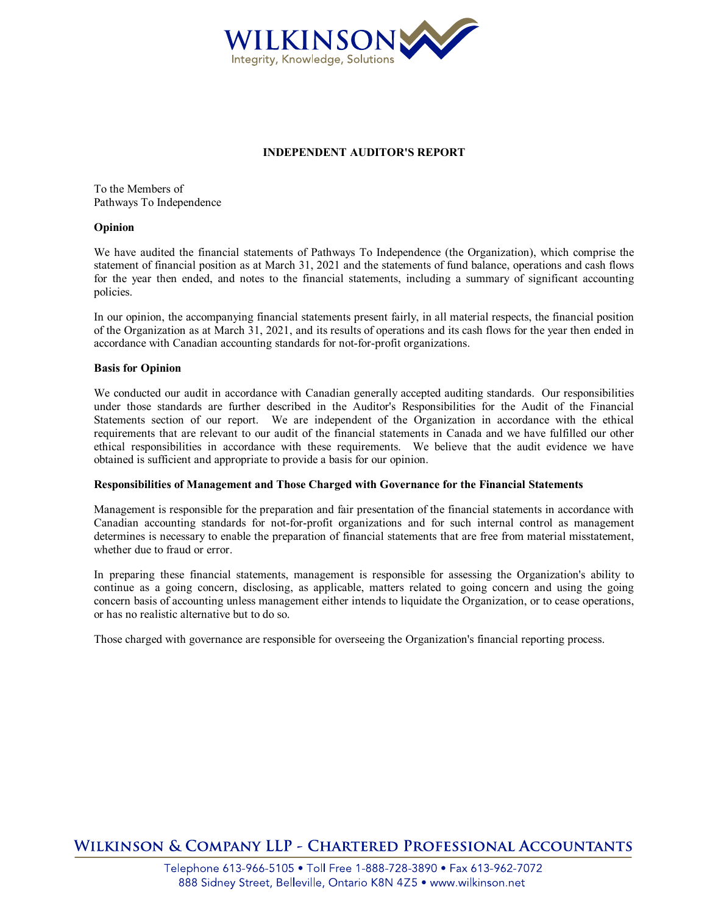# INDEPENDENT AUDITOR'S REPORT

To the Members of
Pathways To Independence

### Opinion

We have audited the financial statements of Pathways To Independence (the Organization), which comprise the statement of financial position as at March 31, 2021 and the statements of fund balance, operations and cash flows for the year then ended, and notes to the financial statements, including a summary of significant accounting policies.

In our opinion, the accompanying financial statements present fairly, in all material respects, the financial position of the Organization as at March 31, 2021, and its results of operations and its cash flows for the year then ended in accordance with Canadian accounting standards for not-for-profit organizations.

### Basis for Opinion

We conducted our audit in accordance with Canadian generally accepted auditing standards. Our responsibilities under those standards are further described in the Auditor's Responsibilities for the Audit of the Financial Statements section of our report. We are independent of the Organization in accordance with the ethical requirements that are relevant to our audit of the financial statements in Canada and we have fulfilled our other ethical responsibilities in accordance with these requirements. We believe that the audit evidence we have obtained is sufficient and appropriate to provide a basis for our opinion.

### Responsibilities of Management and Those Charged with Governance for the Financial Statements

Management is responsible for the preparation and fair presentation of the financial statements in accordance with Canadian accounting standards for not-for-profit organizations and for such internal control as management determines is necessary to enable the preparation of financial statements that are free from material misstatement, whether due to fraud or error.

In preparing these financial statements, management is responsible for assessing the Organization's ability to continue as a going concern, disclosing, as applicable, matters related to going concern and using the going concern basis of accounting unless management either intends to liquidate the Organization, or to cease operations, or has no realistic alternative but to do so.

Those charged with governance are responsible for overseeing the Organization's financial reporting process.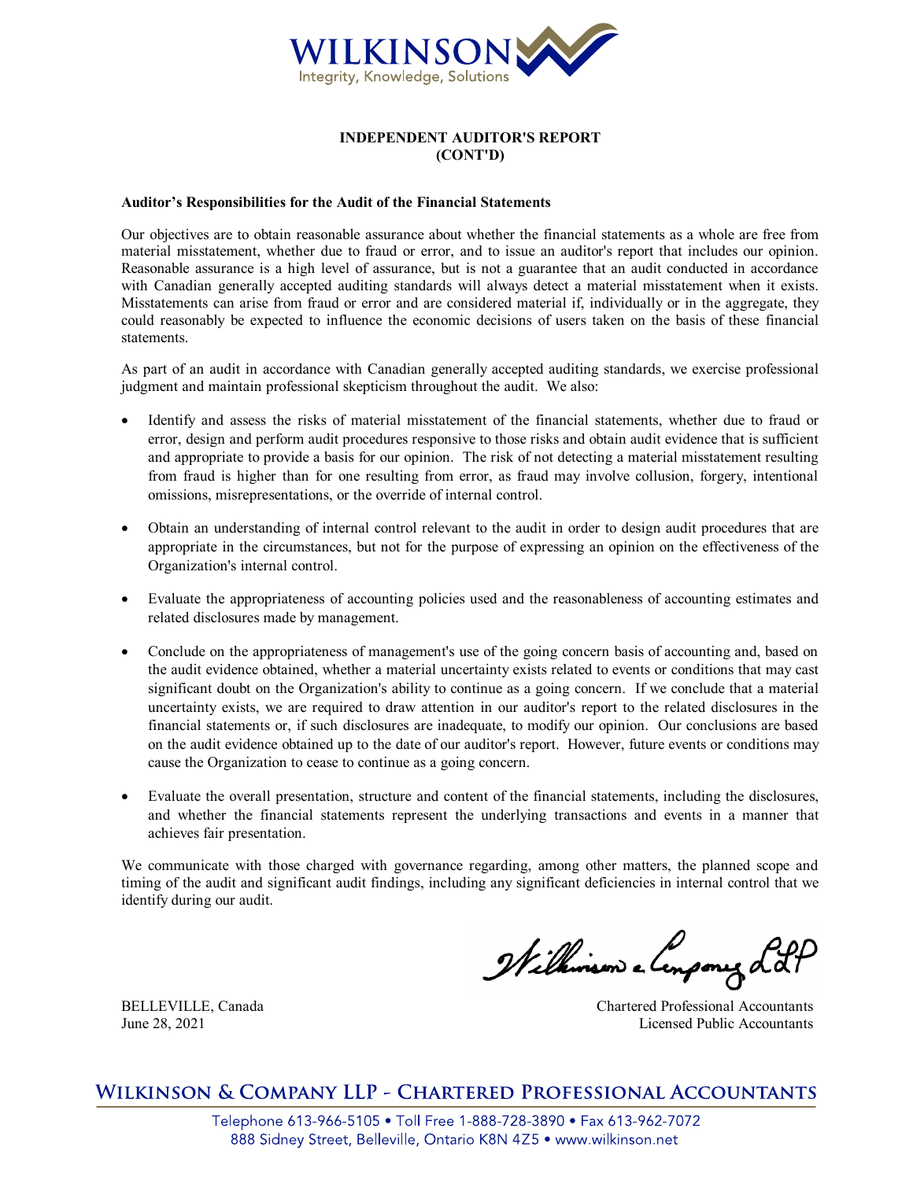## INDEPENDENT AUDITOR'S REPORT (CONT'D)

**Auditor's Responsibilities for the Audit of the Financial Statements**

Our objectives are to obtain reasonable assurance about whether the financial statements as a whole are free from material misstatement, whether due to fraud or error, and to issue an auditor's report that includes our opinion. Reasonable assurance is a high level of assurance, but is not a guarantee that an audit conducted in accordance with Canadian generally accepted auditing standards will always detect a material misstatement when it exists. Misstatements can arise from fraud or error and are considered material if, individually or in the aggregate, they could reasonably be expected to influence the economic decisions of users taken on the basis of these financial statements.

As part of an audit in accordance with Canadian generally accepted auditing standards, we exercise professional judgment and maintain professional skepticism throughout the audit. We also:

- Identify and assess the risks of material misstatement of the financial statements, whether due to fraud or error, design and perform audit procedures responsive to those risks and obtain audit evidence that is sufficient and appropriate to provide a basis for our opinion. The risk of not detecting a material misstatement resulting from fraud is higher than for one resulting from error, as fraud may involve collusion, forgery, intentional omissions, misrepresentations, or the override of internal control.

- Obtain an understanding of internal control relevant to the audit in order to design audit procedures that are appropriate in the circumstances, but not for the purpose of expressing an opinion on the effectiveness of the Organization's internal control.

- Evaluate the appropriateness of accounting policies used and the reasonableness of accounting estimates and related disclosures made by management.

- Conclude on the appropriateness of management's use of the going concern basis of accounting and, based on the audit evidence obtained, whether a material uncertainty exists related to events or conditions that may cast significant doubt on the Organization's ability to continue as a going concern. If we conclude that a material uncertainty exists, we are required to draw attention in our auditor's report to the related disclosures in the financial statements or, if such disclosures are inadequate, to modify our opinion. Our conclusions are based on the audit evidence obtained up to the date of our auditor's report. However, future events or conditions may cause the Organization to cease to continue as a going concern.

- Evaluate the overall presentation, structure and content of the financial statements, including the disclosures, and whether the financial statements represent the underlying transactions and events in a manner that achieves fair presentation.

We communicate with those charged with governance regarding, among other matters, the planned scope and timing of the audit and significant audit findings, including any significant deficiencies in internal control that we identify during our audit.

Wilkinson & Company LLP

BELLEVILLE, Canada
June 28, 2021

Chartered Professional Accountants
Licensed Public Accountants

WILKINSON & COMPANY LLP - CHARTERED PROFESSIONAL ACCOUNTANTS

Telephone 613-966-5105 • Toll Free 1-888-728-3890 • Fax 613-962-7072
888 Sidney Street, Belleville, Ontario K8N 4Z5 • www.wilkinson.net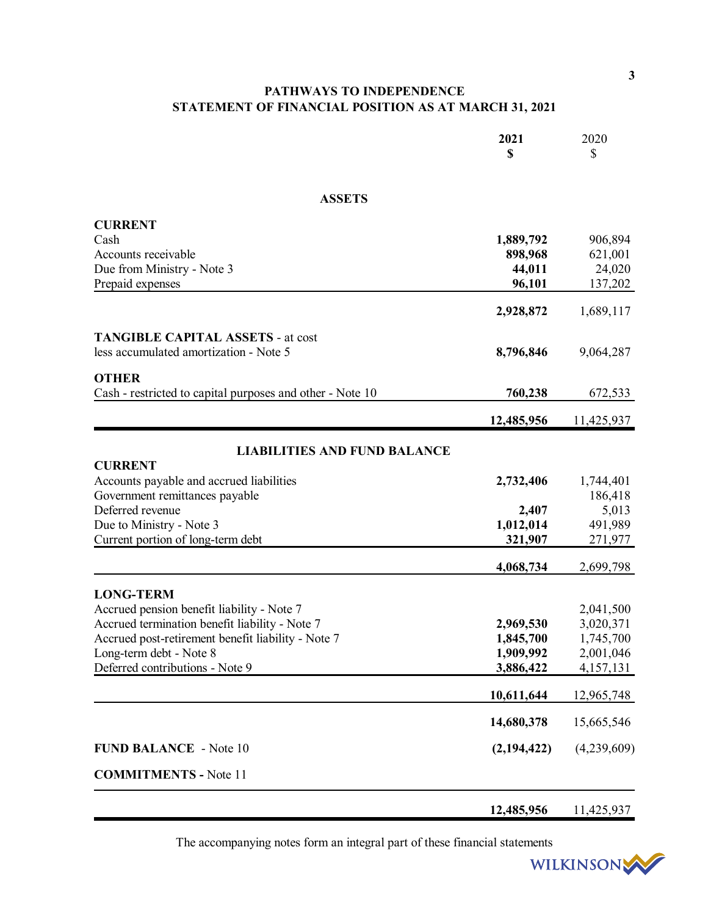# PATHWAYS TO INDEPENDENCE
## STATEMENT OF FINANCIAL POSITION AS AT MARCH 31, 2021

| | **2021** **$** | 2020 $ |
|---|---|---|
| **ASSETS** | | |
| **CURRENT** | | |
| Cash | **1,889,792** | 906,894 |
| Accounts receivable | **898,968** | 621,001 |
| Due from Ministry - Note 3 | **44,011** | 24,020 |
| Prepaid expenses | **96,101** | 137,202 |
| | **2,928,872** | 1,689,117 |
| **TANGIBLE CAPITAL ASSETS** - at cost less accumulated amortization - Note 5 | **8,796,846** | 9,064,287 |
| **OTHER** | | |
| Cash - restricted to capital purposes and other - Note 10 | **760,238** | 672,533 |
| | **12,485,956** | 11,425,937 |
| **LIABILITIES AND FUND BALANCE** | | |
| **CURRENT** | | |
| Accounts payable and accrued liabilities | **2,732,406** | 1,744,401 |
| Government remittances payable | | 186,418 |
| Deferred revenue | **2,407** | 5,013 |
| Due to Ministry - Note 3 | **1,012,014** | 491,989 |
| Current portion of long-term debt | **321,907** | 271,977 |
| | **4,068,734** | 2,699,798 |
| **LONG-TERM** | | |
| Accrued pension benefit liability - Note 7 | | 2,041,500 |
| Accrued termination benefit liability - Note 7 | **2,969,530** | 3,020,371 |
| Accrued post-retirement benefit liability - Note 7 | **1,845,700** | 1,745,700 |
| Long-term debt - Note 8 | **1,909,992** | 2,001,046 |
| Deferred contributions - Note 9 | **3,886,422** | 4,157,131 |
| | **10,611,644** | 12,965,748 |
| | **14,680,378** | 15,665,546 |
| **FUND BALANCE** - Note 10 | **(2,194,422)** | (4,239,609) |
| **COMMITMENTS -** Note 11 | | |
| | **12,485,956** | 11,425,937 |

The accompanying notes form an integral part of these financial statements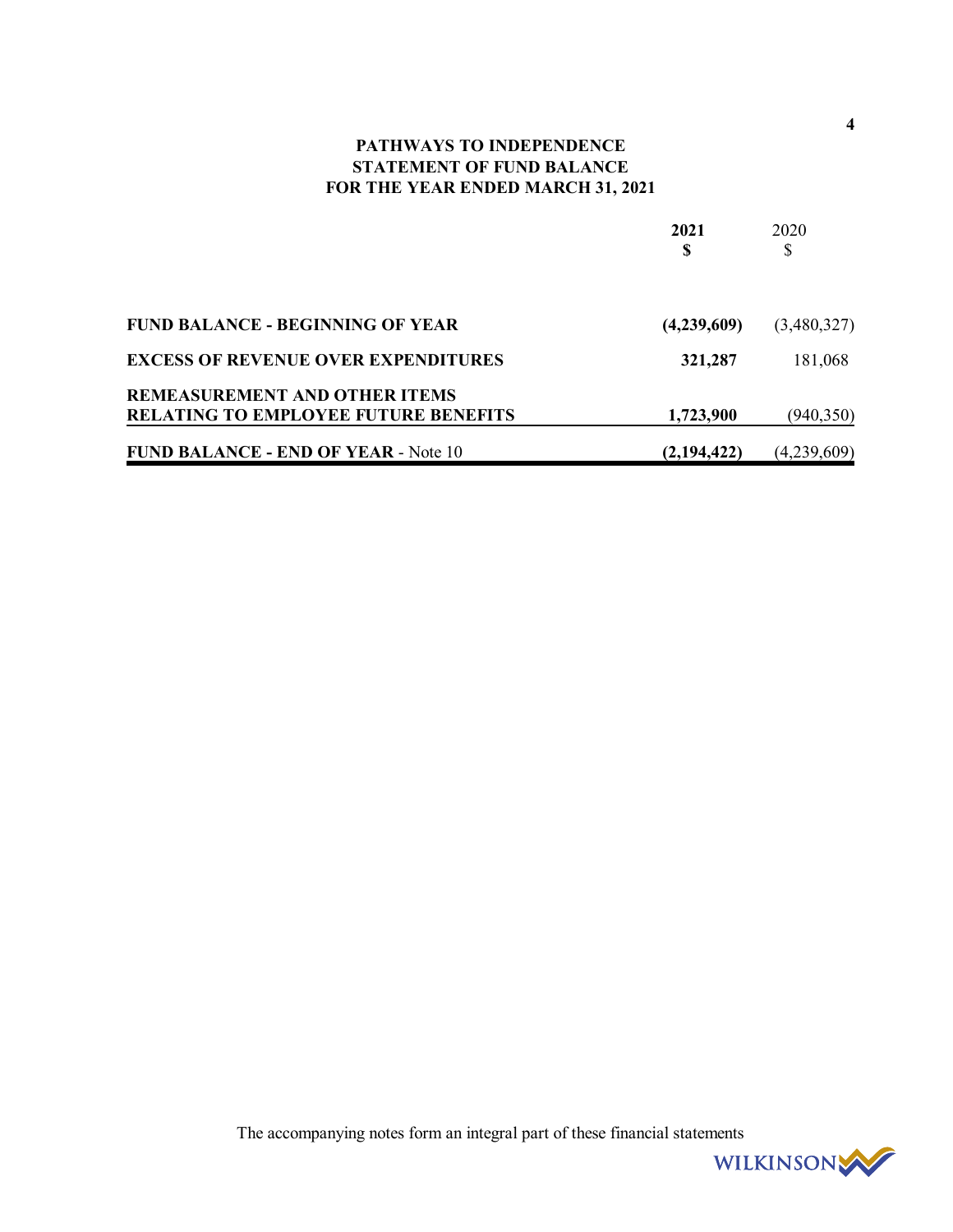# PATHWAYS TO INDEPENDENCE
## STATEMENT OF FUND BALANCE
## FOR THE YEAR ENDED MARCH 31, 2021

| | **2021** **$** | 2020 $ |
|---|---|---|
| **FUND BALANCE - BEGINNING OF YEAR** | **(4,239,609)** | (3,480,327) |
| **EXCESS OF REVENUE OVER EXPENDITURES** | **321,287** | 181,068 |
| **REMEASUREMENT AND OTHER ITEMS RELATING TO EMPLOYEE FUTURE BENEFITS** | **1,723,900** | (940,350) |
| **FUND BALANCE - END OF YEAR** - Note 10 | **(2,194,422)** | (4,239,609) |

The accompanying notes form an integral part of these financial statements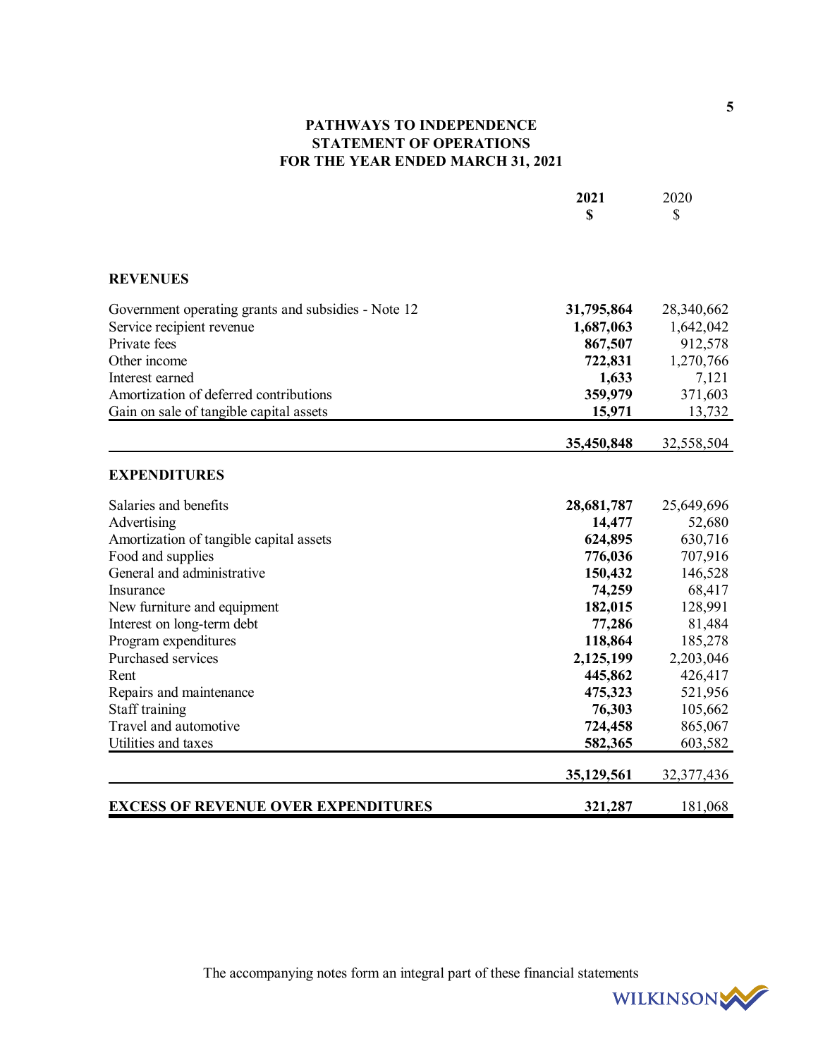# PATHWAYS TO INDEPENDENCE
## STATEMENT OF OPERATIONS
## FOR THE YEAR ENDED MARCH 31, 2021

| | 2021<br>$ | 2020<br>$ |
|---|---|---|
| **REVENUES** | | |
| Government operating grants and subsidies - Note 12 | **31,795,864** | 28,340,662 |
| Service recipient revenue | **1,687,063** | 1,642,042 |
| Private fees | **867,507** | 912,578 |
| Other income | **722,831** | 1,270,766 |
| Interest earned | **1,633** | 7,121 |
| Amortization of deferred contributions | **359,979** | 371,603 |
| Gain on sale of tangible capital assets | **15,971** | 13,732 |
| | **35,450,848** | 32,558,504 |
| **EXPENDITURES** | | |
| Salaries and benefits | **28,681,787** | 25,649,696 |
| Advertising | **14,477** | 52,680 |
| Amortization of tangible capital assets | **624,895** | 630,716 |
| Food and supplies | **776,036** | 707,916 |
| General and administrative | **150,432** | 146,528 |
| Insurance | **74,259** | 68,417 |
| New furniture and equipment | **182,015** | 128,991 |
| Interest on long-term debt | **77,286** | 81,484 |
| Program expenditures | **118,864** | 185,278 |
| Purchased services | **2,125,199** | 2,203,046 |
| Rent | **445,862** | 426,417 |
| Repairs and maintenance | **475,323** | 521,956 |
| Staff training | **76,303** | 105,662 |
| Travel and automotive | **724,458** | 865,067 |
| Utilities and taxes | **582,365** | 603,582 |
| | **35,129,561** | 32,377,436 |
| **EXCESS OF REVENUE OVER EXPENDITURES** | **321,287** | 181,068 |

The accompanying notes form an integral part of these financial statements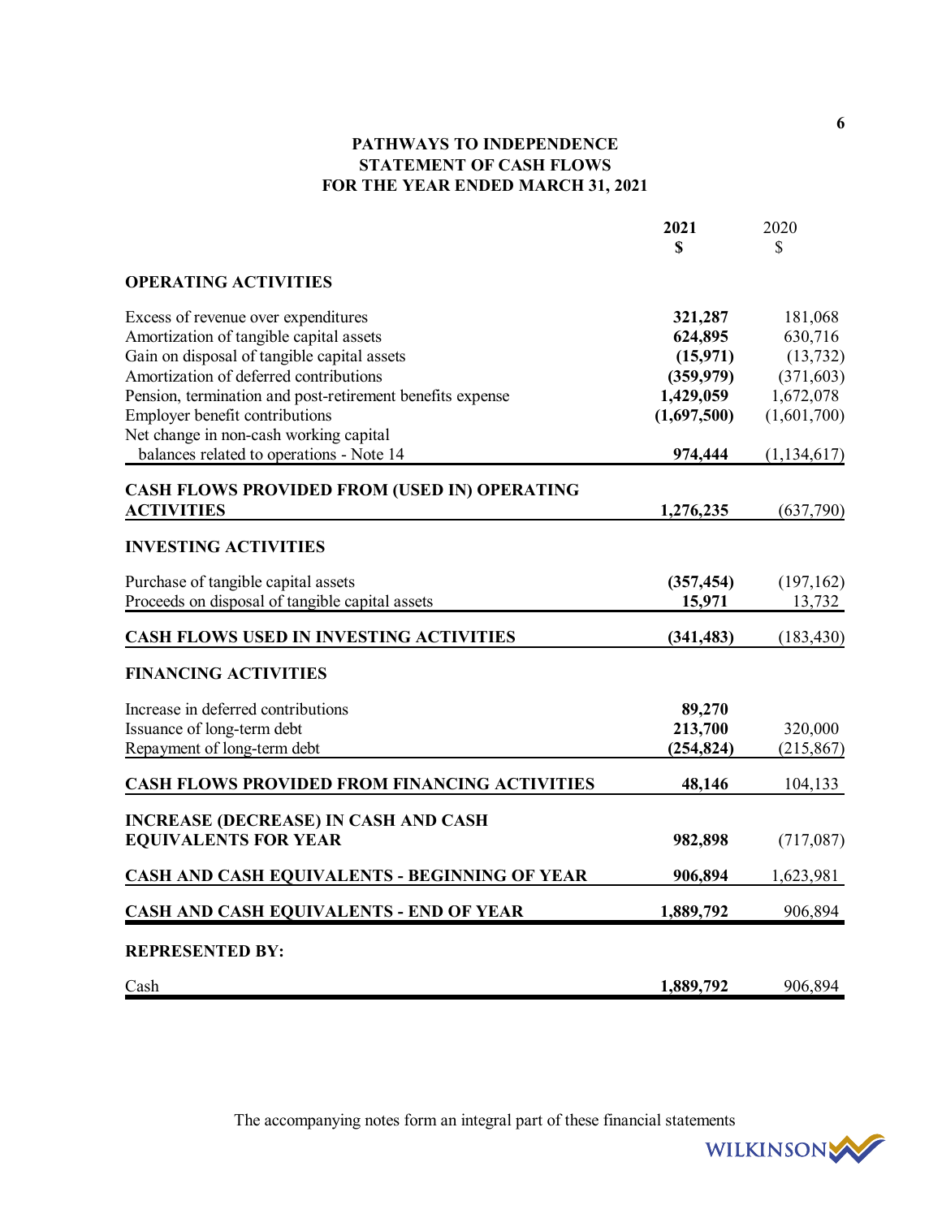# PATHWAYS TO INDEPENDENCE
## STATEMENT OF CASH FLOWS
## FOR THE YEAR ENDED MARCH 31, 2021

| | **2021** **$** | 2020 $ |
|---|---|---|
| **OPERATING ACTIVITIES** | | |
| Excess of revenue over expenditures | **321,287** | 181,068 |
| Amortization of tangible capital assets | **624,895** | 630,716 |
| Gain on disposal of tangible capital assets | **(15,971)** | (13,732) |
| Amortization of deferred contributions | **(359,979)** | (371,603) |
| Pension, termination and post-retirement benefits expense | **1,429,059** | 1,672,078 |
| Employer benefit contributions | **(1,697,500)** | (1,601,700) |
| Net change in non-cash working capital balances related to operations - Note 14 | **974,444** | (1,134,617) |
| **CASH FLOWS PROVIDED FROM (USED IN) OPERATING ACTIVITIES** | **1,276,235** | (637,790) |
| **INVESTING ACTIVITIES** | | |
| Purchase of tangible capital assets | **(357,454)** | (197,162) |
| Proceeds on disposal of tangible capital assets | **15,971** | 13,732 |
| **CASH FLOWS USED IN INVESTING ACTIVITIES** | **(341,483)** | (183,430) |
| **FINANCING ACTIVITIES** | | |
| Increase in deferred contributions | **89,270** | |
| Issuance of long-term debt | **213,700** | 320,000 |
| Repayment of long-term debt | **(254,824)** | (215,867) |
| **CASH FLOWS PROVIDED FROM FINANCING ACTIVITIES** | **48,146** | 104,133 |
| **INCREASE (DECREASE) IN CASH AND CASH EQUIVALENTS FOR YEAR** | **982,898** | (717,087) |
| **CASH AND CASH EQUIVALENTS - BEGINNING OF YEAR** | **906,894** | 1,623,981 |
| **CASH AND CASH EQUIVALENTS - END OF YEAR** | **1,889,792** | 906,894 |
| **REPRESENTED BY:** | | |
| Cash | **1,889,792** | 906,894 |

The accompanying notes form an integral part of these financial statements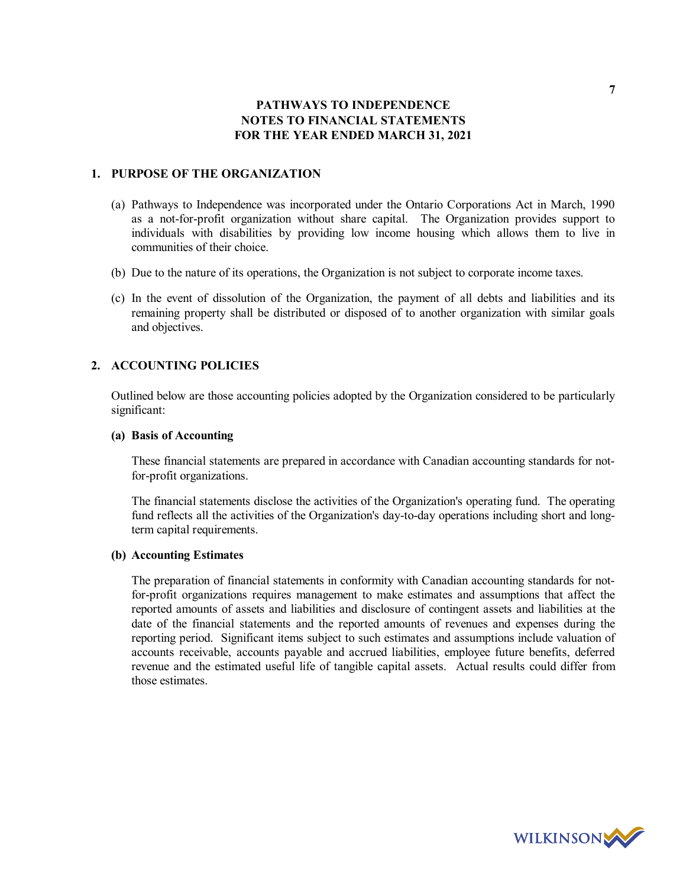# PATHWAYS TO INDEPENDENCE
## NOTES TO FINANCIAL STATEMENTS
## FOR THE YEAR ENDED MARCH 31, 2021

### 1. PURPOSE OF THE ORGANIZATION

(a) Pathways to Independence was incorporated under the Ontario Corporations Act in March, 1990 as a not-for-profit organization without share capital. The Organization provides support to individuals with disabilities by providing low income housing which allows them to live in communities of their choice.

(b) Due to the nature of its operations, the Organization is not subject to corporate income taxes.

(c) In the event of dissolution of the Organization, the payment of all debts and liabilities and its remaining property shall be distributed or disposed of to another organization with similar goals and objectives.

### 2. ACCOUNTING POLICIES

Outlined below are those accounting policies adopted by the Organization considered to be particularly significant:

**(a) Basis of Accounting**

These financial statements are prepared in accordance with Canadian accounting standards for not-for-profit organizations.

The financial statements disclose the activities of the Organization's operating fund. The operating fund reflects all the activities of the Organization's day-to-day operations including short and long-term capital requirements.

**(b) Accounting Estimates**

The preparation of financial statements in conformity with Canadian accounting standards for not-for-profit organizations requires management to make estimates and assumptions that affect the reported amounts of assets and liabilities and disclosure of contingent assets and liabilities at the date of the financial statements and the reported amounts of revenues and expenses during the reporting period. Significant items subject to such estimates and assumptions include valuation of accounts receivable, accounts payable and accrued liabilities, employee future benefits, deferred revenue and the estimated useful life of tangible capital assets. Actual results could differ from those estimates.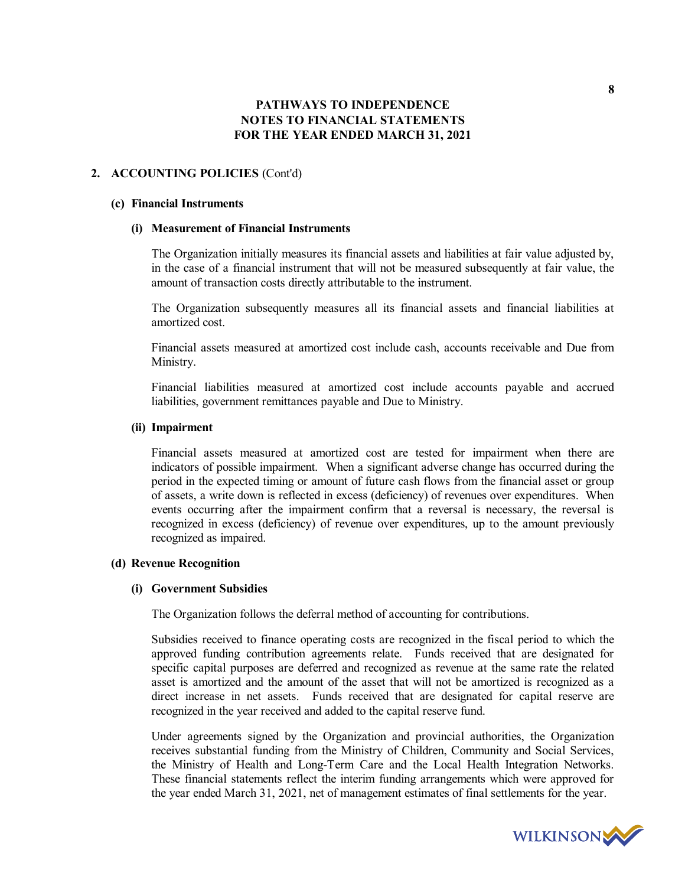## 2. ACCOUNTING POLICIES (Cont'd)

### (c) Financial Instruments

#### (i) Measurement of Financial Instruments

The Organization initially measures its financial assets and liabilities at fair value adjusted by, in the case of a financial instrument that will not be measured subsequently at fair value, the amount of transaction costs directly attributable to the instrument.

The Organization subsequently measures all its financial assets and financial liabilities at amortized cost.

Financial assets measured at amortized cost include cash, accounts receivable and Due from Ministry.

Financial liabilities measured at amortized cost include accounts payable and accrued liabilities, government remittances payable and Due to Ministry.

#### (ii) Impairment

Financial assets measured at amortized cost are tested for impairment when there are indicators of possible impairment. When a significant adverse change has occurred during the period in the expected timing or amount of future cash flows from the financial asset or group of assets, a write down is reflected in excess (deficiency) of revenues over expenditures. When events occurring after the impairment confirm that a reversal is necessary, the reversal is recognized in excess (deficiency) of revenue over expenditures, up to the amount previously recognized as impaired.

### (d) Revenue Recognition

#### (i) Government Subsidies

The Organization follows the deferral method of accounting for contributions.

Subsidies received to finance operating costs are recognized in the fiscal period to which the approved funding contribution agreements relate. Funds received that are designated for specific capital purposes are deferred and recognized as revenue at the same rate the related asset is amortized and the amount of the asset that will not be amortized is recognized as a direct increase in net assets. Funds received that are designated for capital reserve are recognized in the year received and added to the capital reserve fund.

Under agreements signed by the Organization and provincial authorities, the Organization receives substantial funding from the Ministry of Children, Community and Social Services, the Ministry of Health and Long-Term Care and the Local Health Integration Networks. These financial statements reflect the interim funding arrangements which were approved for the year ended March 31, 2021, net of management estimates of final settlements for the year.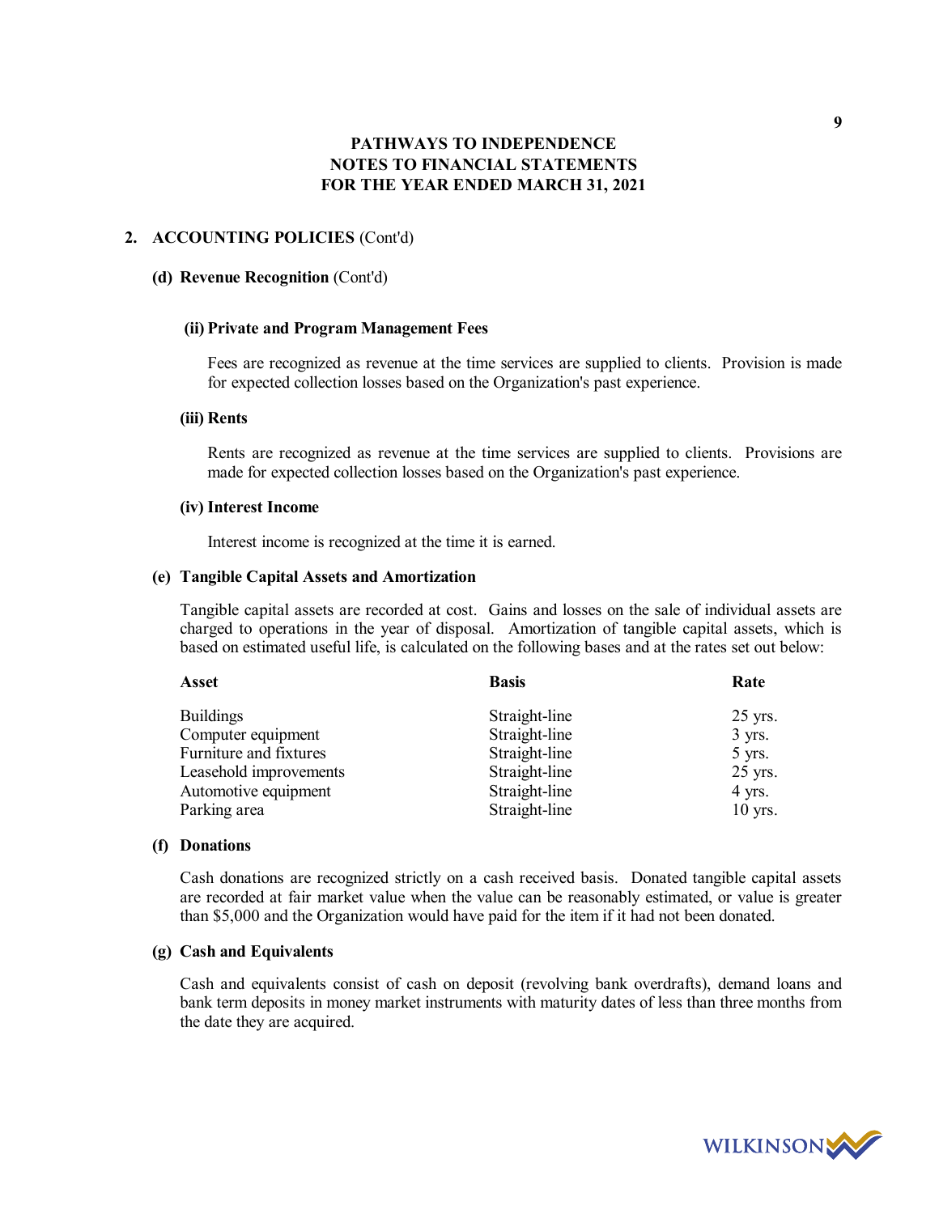# PATHWAYS TO INDEPENDENCE
# NOTES TO FINANCIAL STATEMENTS
# FOR THE YEAR ENDED MARCH 31, 2021

## 2. ACCOUNTING POLICIES (Cont'd)

### (d) Revenue Recognition (Cont'd)

#### (ii) Private and Program Management Fees

Fees are recognized as revenue at the time services are supplied to clients. Provision is made for expected collection losses based on the Organization's past experience.

#### (iii) Rents

Rents are recognized as revenue at the time services are supplied to clients. Provisions are made for expected collection losses based on the Organization's past experience.

#### (iv) Interest Income

Interest income is recognized at the time it is earned.

### (e) Tangible Capital Assets and Amortization

Tangible capital assets are recorded at cost. Gains and losses on the sale of individual assets are charged to operations in the year of disposal. Amortization of tangible capital assets, which is based on estimated useful life, is calculated on the following bases and at the rates set out below:

| Asset | Basis | Rate |
|---|---|---|
| Buildings | Straight-line | 25 yrs. |
| Computer equipment | Straight-line | 3 yrs. |
| Furniture and fixtures | Straight-line | 5 yrs. |
| Leasehold improvements | Straight-line | 25 yrs. |
| Automotive equipment | Straight-line | 4 yrs. |
| Parking area | Straight-line | 10 yrs. |

### (f) Donations

Cash donations are recognized strictly on a cash received basis. Donated tangible capital assets are recorded at fair market value when the value can be reasonably estimated, or value is greater than $5,000 and the Organization would have paid for the item if it had not been donated.

### (g) Cash and Equivalents

Cash and equivalents consist of cash on deposit (revolving bank overdrafts), demand loans and bank term deposits in money market instruments with maturity dates of less than three months from the date they are acquired.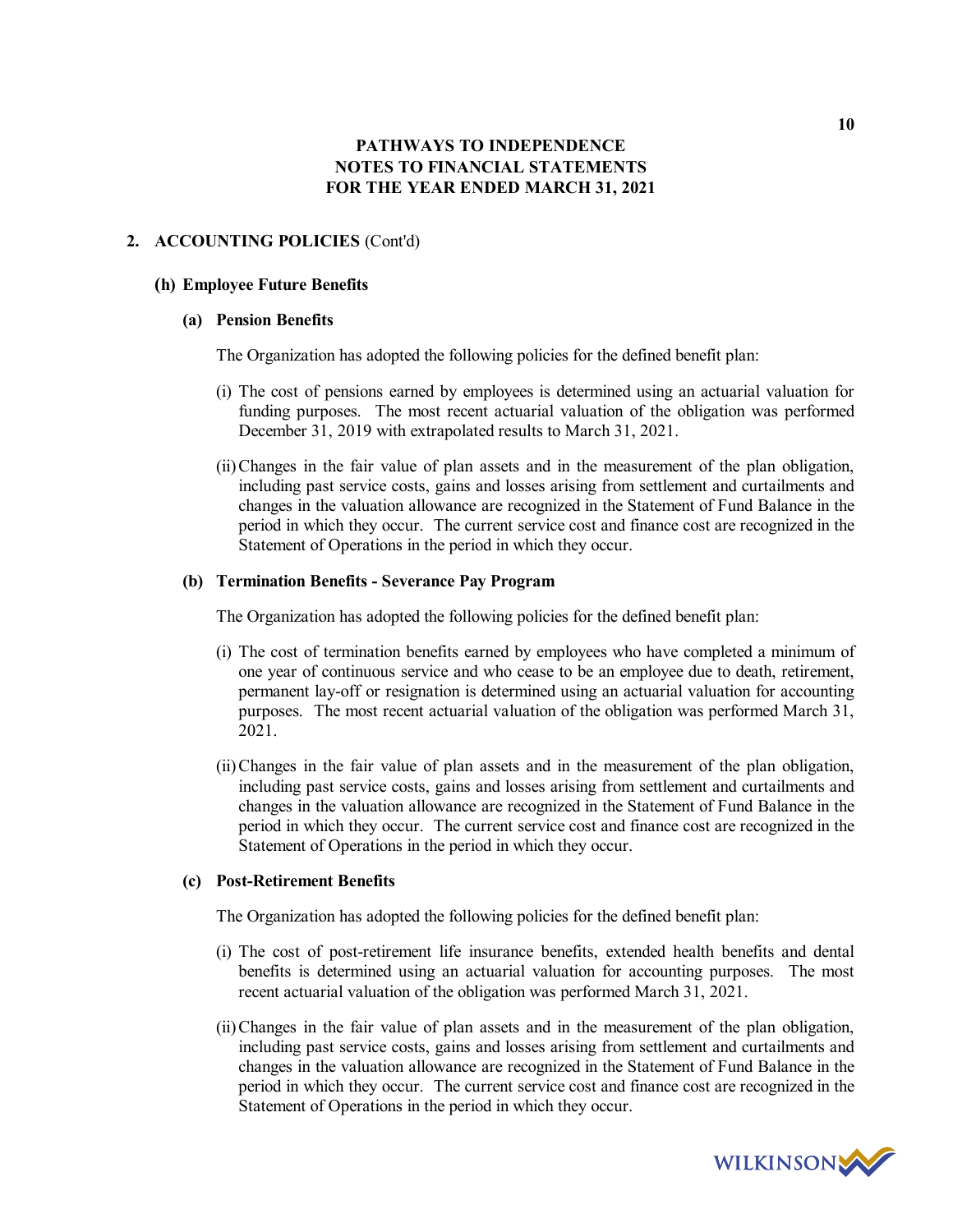**PATHWAYS TO INDEPENDENCE**
**NOTES TO FINANCIAL STATEMENTS**
**FOR THE YEAR ENDED MARCH 31, 2021**

## 2. ACCOUNTING POLICIES (Cont'd)

### (h) Employee Future Benefits

#### (a) Pension Benefits

The Organization has adopted the following policies for the defined benefit plan:

(i) The cost of pensions earned by employees is determined using an actuarial valuation for funding purposes. The most recent actuarial valuation of the obligation was performed December 31, 2019 with extrapolated results to March 31, 2021.

(ii) Changes in the fair value of plan assets and in the measurement of the plan obligation, including past service costs, gains and losses arising from settlement and curtailments and changes in the valuation allowance are recognized in the Statement of Fund Balance in the period in which they occur. The current service cost and finance cost are recognized in the Statement of Operations in the period in which they occur.

#### (b) Termination Benefits - Severance Pay Program

The Organization has adopted the following policies for the defined benefit plan:

(i) The cost of termination benefits earned by employees who have completed a minimum of one year of continuous service and who cease to be an employee due to death, retirement, permanent lay-off or resignation is determined using an actuarial valuation for accounting purposes. The most recent actuarial valuation of the obligation was performed March 31, 2021.

(ii) Changes in the fair value of plan assets and in the measurement of the plan obligation, including past service costs, gains and losses arising from settlement and curtailments and changes in the valuation allowance are recognized in the Statement of Fund Balance in the period in which they occur. The current service cost and finance cost are recognized in the Statement of Operations in the period in which they occur.

#### (c) Post-Retirement Benefits

The Organization has adopted the following policies for the defined benefit plan:

(i) The cost of post-retirement life insurance benefits, extended health benefits and dental benefits is determined using an actuarial valuation for accounting purposes. The most recent actuarial valuation of the obligation was performed March 31, 2021.

(ii) Changes in the fair value of plan assets and in the measurement of the plan obligation, including past service costs, gains and losses arising from settlement and curtailments and changes in the valuation allowance are recognized in the Statement of Fund Balance in the period in which they occur. The current service cost and finance cost are recognized in the Statement of Operations in the period in which they occur.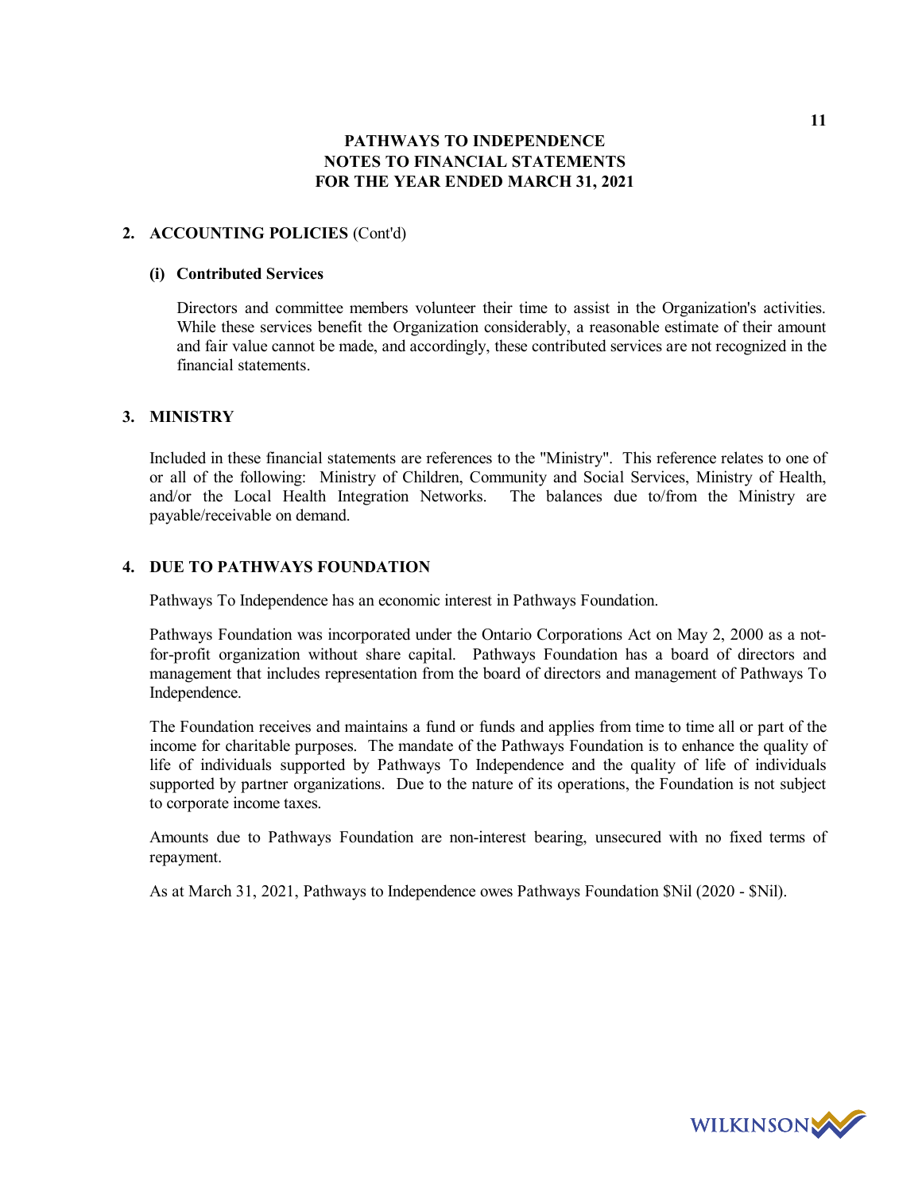**PATHWAYS TO INDEPENDENCE**
**NOTES TO FINANCIAL STATEMENTS**
**FOR THE YEAR ENDED MARCH 31, 2021**

## 2. ACCOUNTING POLICIES (Cont'd)

### (i) Contributed Services

Directors and committee members volunteer their time to assist in the Organization's activities. While these services benefit the Organization considerably, a reasonable estimate of their amount and fair value cannot be made, and accordingly, these contributed services are not recognized in the financial statements.

## 3. MINISTRY

Included in these financial statements are references to the "Ministry". This reference relates to one of or all of the following: Ministry of Children, Community and Social Services, Ministry of Health, and/or the Local Health Integration Networks. The balances due to/from the Ministry are payable/receivable on demand.

## 4. DUE TO PATHWAYS FOUNDATION

Pathways To Independence has an economic interest in Pathways Foundation.

Pathways Foundation was incorporated under the Ontario Corporations Act on May 2, 2000 as a not-for-profit organization without share capital. Pathways Foundation has a board of directors and management that includes representation from the board of directors and management of Pathways To Independence.

The Foundation receives and maintains a fund or funds and applies from time to time all or part of the income for charitable purposes. The mandate of the Pathways Foundation is to enhance the quality of life of individuals supported by Pathways To Independence and the quality of life of individuals supported by partner organizations. Due to the nature of its operations, the Foundation is not subject to corporate income taxes.

Amounts due to Pathways Foundation are non-interest bearing, unsecured with no fixed terms of repayment.

As at March 31, 2021, Pathways to Independence owes Pathways Foundation $Nil (2020 - $Nil).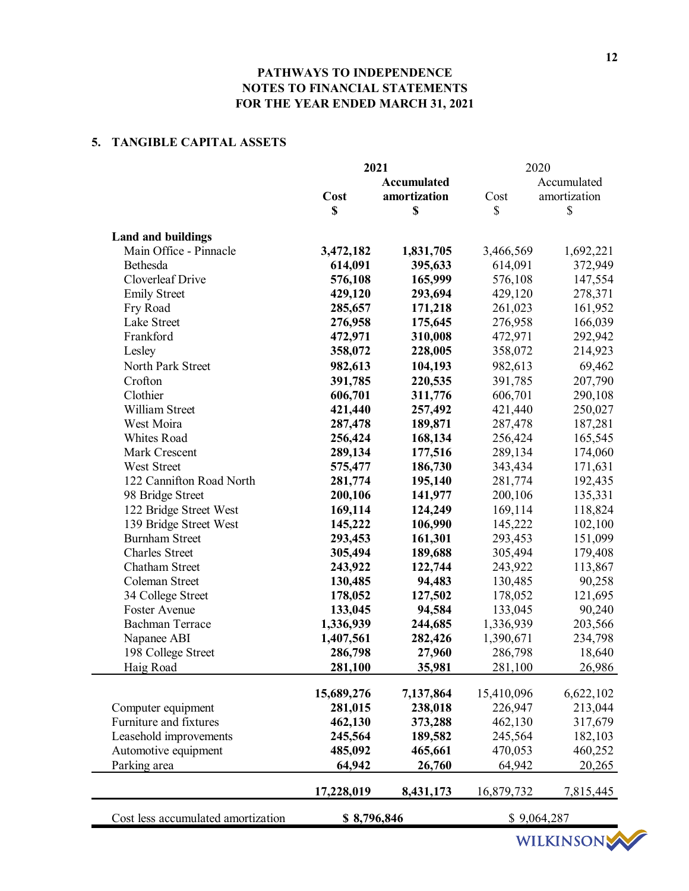**PATHWAYS TO INDEPENDENCE**
**NOTES TO FINANCIAL STATEMENTS**
**FOR THE YEAR ENDED MARCH 31, 2021**

## 5. TANGIBLE CAPITAL ASSETS

| | **2021** | | 2020 | |
|---|---|---|---|---|
| | **Cost** | **Accumulated amortization** | Cost | Accumulated amortization |
| | **$** | **$** | $ | $ |
| **Land and buildings** | | | | |
| Main Office - Pinnacle | **3,472,182** | **1,831,705** | 3,466,569 | 1,692,221 |
| Bethesda | **614,091** | **395,633** | 614,091 | 372,949 |
| Cloverleaf Drive | **576,108** | **165,999** | 576,108 | 147,554 |
| Emily Street | **429,120** | **293,694** | 429,120 | 278,371 |
| Fry Road | **285,657** | **171,218** | 261,023 | 161,952 |
| Lake Street | **276,958** | **175,645** | 276,958 | 166,039 |
| Frankford | **472,971** | **310,008** | 472,971 | 292,942 |
| Lesley | **358,072** | **228,005** | 358,072 | 214,923 |
| North Park Street | **982,613** | **104,193** | 982,613 | 69,462 |
| Crofton | **391,785** | **220,535** | 391,785 | 207,790 |
| Clothier | **606,701** | **311,776** | 606,701 | 290,108 |
| William Street | **421,440** | **257,492** | 421,440 | 250,027 |
| West Moira | **287,478** | **189,871** | 287,478 | 187,281 |
| Whites Road | **256,424** | **168,134** | 256,424 | 165,545 |
| Mark Crescent | **289,134** | **177,516** | 289,134 | 174,060 |
| West Street | **575,477** | **186,730** | 343,434 | 171,631 |
| 122 Cannifton Road North | **281,774** | **195,140** | 281,774 | 192,435 |
| 98 Bridge Street | **200,106** | **141,977** | 200,106 | 135,331 |
| 122 Bridge Street West | **169,114** | **124,249** | 169,114 | 118,824 |
| 139 Bridge Street West | **145,222** | **106,990** | 145,222 | 102,100 |
| Burnham Street | **293,453** | **161,301** | 293,453 | 151,099 |
| Charles Street | **305,494** | **189,688** | 305,494 | 179,408 |
| Chatham Street | **243,922** | **122,744** | 243,922 | 113,867 |
| Coleman Street | **130,485** | **94,483** | 130,485 | 90,258 |
| 34 College Street | **178,052** | **127,502** | 178,052 | 121,695 |
| Foster Avenue | **133,045** | **94,584** | 133,045 | 90,240 |
| Bachman Terrace | **1,336,939** | **244,685** | 1,336,939 | 203,566 |
| Napanee ABI | **1,407,561** | **282,426** | 1,390,671 | 234,798 |
| 198 College Street | **286,798** | **27,960** | 286,798 | 18,640 |
| Haig Road | **281,100** | **35,981** | 281,100 | 26,986 |
| | **15,689,276** | **7,137,864** | 15,410,096 | 6,622,102 |
| Computer equipment | **281,015** | **238,018** | 226,947 | 213,044 |
| Furniture and fixtures | **462,130** | **373,288** | 462,130 | 317,679 |
| Leasehold improvements | **245,564** | **189,582** | 245,564 | 182,103 |
| Automotive equipment | **485,092** | **465,661** | 470,053 | 460,252 |
| Parking area | **64,942** | **26,760** | 64,942 | 20,265 |
| | **17,228,019** | **8,431,173** | 16,879,732 | 7,815,445 |
| Cost less accumulated amortization | **$ 8,796,846** | | $ 9,064,287 | |

WILKINSON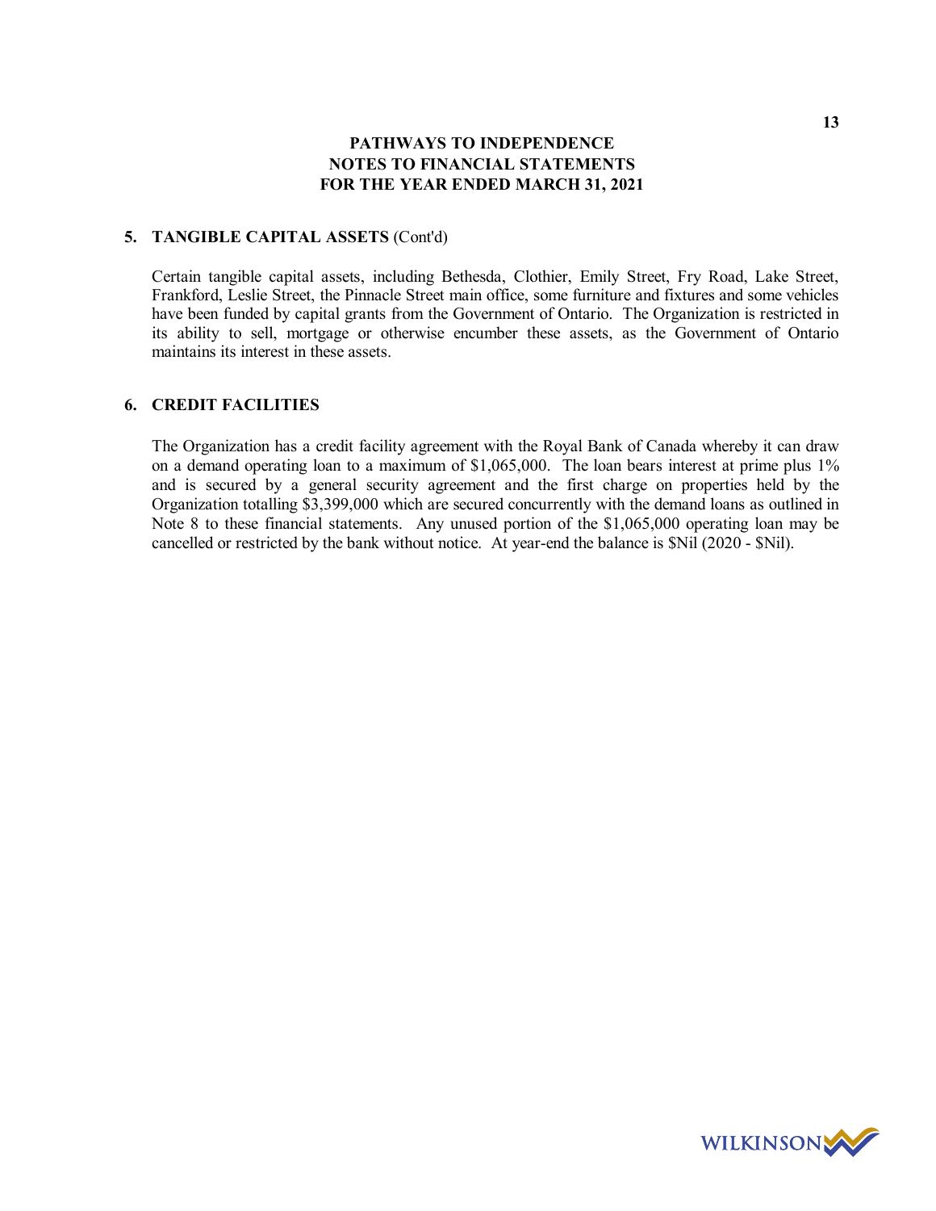# PATHWAYS TO INDEPENDENCE
# NOTES TO FINANCIAL STATEMENTS
# FOR THE YEAR ENDED MARCH 31, 2021

## 5. TANGIBLE CAPITAL ASSETS (Cont'd)

Certain tangible capital assets, including Bethesda, Clothier, Emily Street, Fry Road, Lake Street, Frankford, Leslie Street, the Pinnacle Street main office, some furniture and fixtures and some vehicles have been funded by capital grants from the Government of Ontario. The Organization is restricted in its ability to sell, mortgage or otherwise encumber these assets, as the Government of Ontario maintains its interest in these assets.

## 6. CREDIT FACILITIES

The Organization has a credit facility agreement with the Royal Bank of Canada whereby it can draw on a demand operating loan to a maximum of $1,065,000. The loan bears interest at prime plus 1% and is secured by a general security agreement and the first charge on properties held by the Organization totalling $3,399,000 which are secured concurrently with the demand loans as outlined in Note 8 to these financial statements. Any unused portion of the $1,065,000 operating loan may be cancelled or restricted by the bank without notice. At year-end the balance is $Nil (2020 - $Nil).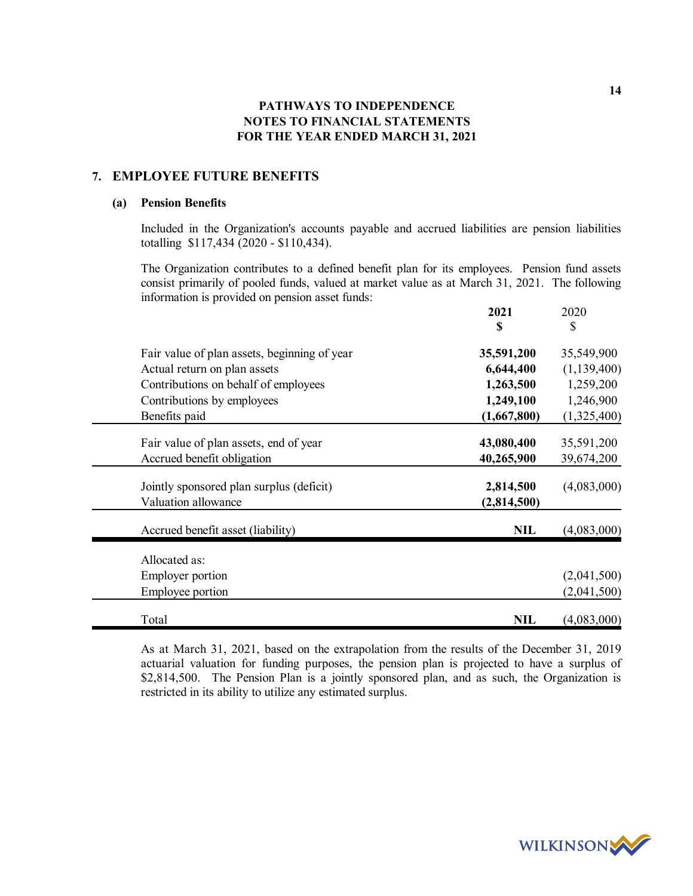**PATHWAYS TO INDEPENDENCE**
**NOTES TO FINANCIAL STATEMENTS**
**FOR THE YEAR ENDED MARCH 31, 2021**

## 7. EMPLOYEE FUTURE BENEFITS

### (a) Pension Benefits

Included in the Organization's accounts payable and accrued liabilities are pension liabilities totalling $117,434 (2020 - $110,434).

The Organization contributes to a defined benefit plan for its employees. Pension fund assets consist primarily of pooled funds, valued at market value as at March 31, 2021. The following information is provided on pension asset funds:

| | **2021** | 2020 |
|---|---|---|
| | **$** | $ |
| Fair value of plan assets, beginning of year | **35,591,200** | 35,549,900 |
| Actual return on plan assets | **6,644,400** | (1,139,400) |
| Contributions on behalf of employees | **1,263,500** | 1,259,200 |
| Contributions by employees | **1,249,100** | 1,246,900 |
| Benefits paid | **(1,667,800)** | (1,325,400) |
| Fair value of plan assets, end of year | **43,080,400** | 35,591,200 |
| Accrued benefit obligation | **40,265,900** | 39,674,200 |
| Jointly sponsored plan surplus (deficit) | **2,814,500** | (4,083,000) |
| Valuation allowance | **(2,814,500)** | |
| Accrued benefit asset (liability) | **NIL** | (4,083,000) |
| Allocated as: | | |
| Employer portion | | (2,041,500) |
| Employee portion | | (2,041,500) |
| Total | **NIL** | (4,083,000) |

As at March 31, 2021, based on the extrapolation from the results of the December 31, 2019 actuarial valuation for funding purposes, the pension plan is projected to have a surplus of $2,814,500. The Pension Plan is a jointly sponsored plan, and as such, the Organization is restricted in its ability to utilize any estimated surplus.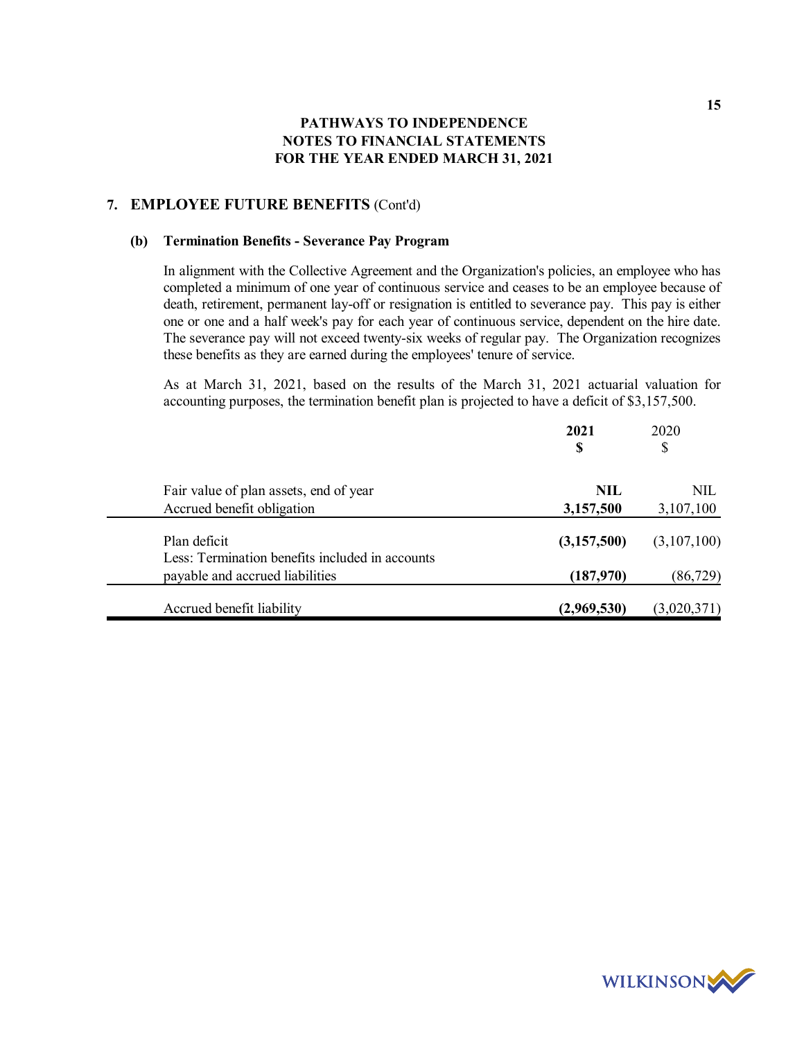**PATHWAYS TO INDEPENDENCE**
**NOTES TO FINANCIAL STATEMENTS**
**FOR THE YEAR ENDED MARCH 31, 2021**

## 7. EMPLOYEE FUTURE BENEFITS (Cont'd)

### (b) Termination Benefits - Severance Pay Program

In alignment with the Collective Agreement and the Organization's policies, an employee who has completed a minimum of one year of continuous service and ceases to be an employee because of death, retirement, permanent lay-off or resignation is entitled to severance pay. This pay is either one or one and a half week's pay for each year of continuous service, dependent on the hire date. The severance pay will not exceed twenty-six weeks of regular pay. The Organization recognizes these benefits as they are earned during the employees' tenure of service.

As at March 31, 2021, based on the results of the March 31, 2021 actuarial valuation for accounting purposes, the termination benefit plan is projected to have a deficit of $3,157,500.

| | **2021** **$** | 2020 $ |
|---|---|---|
| Fair value of plan assets, end of year | **NIL** | NIL |
| Accrued benefit obligation | **3,157,500** | 3,107,100 |
| Plan deficit | **(3,157,500)** | (3,107,100) |
| Less: Termination benefits included in accounts payable and accrued liabilities | **(187,970)** | (86,729) |
| Accrued benefit liability | **(2,969,530)** | (3,020,371) |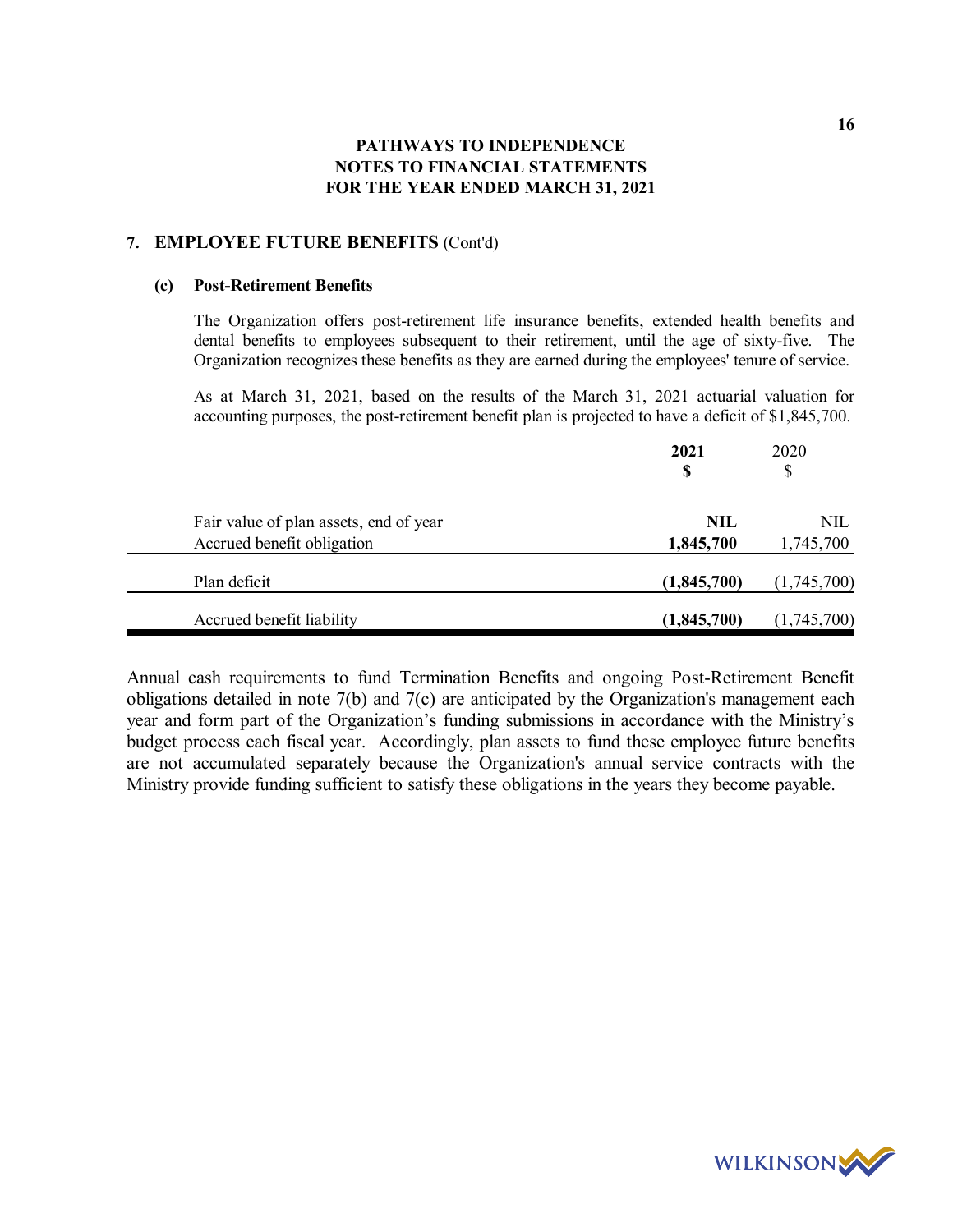### 7. EMPLOYEE FUTURE BENEFITS (Cont'd)

#### (c) Post-Retirement Benefits

The Organization offers post-retirement life insurance benefits, extended health benefits and dental benefits to employees subsequent to their retirement, until the age of sixty-five. The Organization recognizes these benefits as they are earned during the employees' tenure of service.

As at March 31, 2021, based on the results of the March 31, 2021 actuarial valuation for accounting purposes, the post-retirement benefit plan is projected to have a deficit of $1,845,700.

| | **2021**<br>**$** | 2020<br>$ |
|---|---|---|
| Fair value of plan assets, end of year | **NIL** | NIL |
| Accrued benefit obligation | **1,845,700** | 1,745,700 |
| Plan deficit | **(1,845,700)** | (1,745,700) |
| Accrued benefit liability | **(1,845,700)** | (1,745,700) |

Annual cash requirements to fund Termination Benefits and ongoing Post-Retirement Benefit obligations detailed in note 7(b) and 7(c) are anticipated by the Organization's management each year and form part of the Organization's funding submissions in accordance with the Ministry's budget process each fiscal year. Accordingly, plan assets to fund these employee future benefits are not accumulated separately because the Organization's annual service contracts with the Ministry provide funding sufficient to satisfy these obligations in the years they become payable.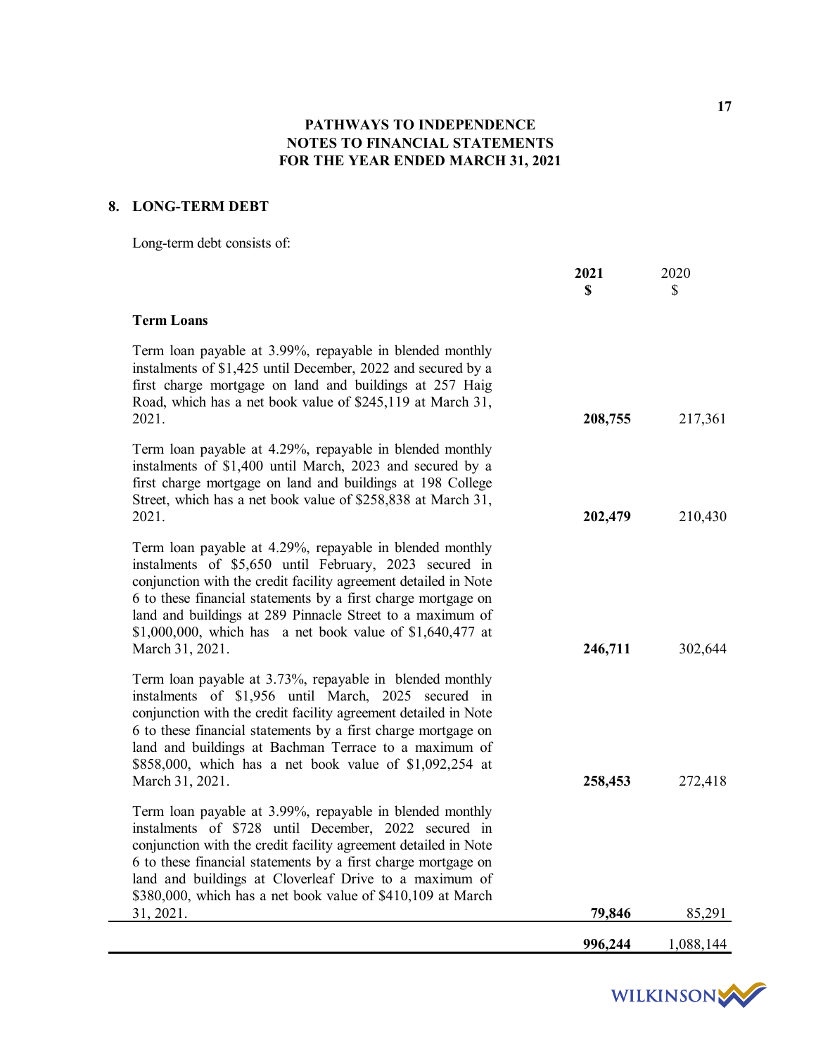**PATHWAYS TO INDEPENDENCE**
**NOTES TO FINANCIAL STATEMENTS**
**FOR THE YEAR ENDED MARCH 31, 2021**

## 8. LONG-TERM DEBT

Long-term debt consists of:

| | **2021** **$** | 2020 $ |
|---|---|---|
| **Term Loans** | | |
| Term loan payable at 3.99%, repayable in blended monthly instalments of $1,425 until December, 2022 and secured by a first charge mortgage on land and buildings at 257 Haig Road, which has a net book value of $245,119 at March 31, 2021. | **208,755** | 217,361 |
| Term loan payable at 4.29%, repayable in blended monthly instalments of $1,400 until March, 2023 and secured by a first charge mortgage on land and buildings at 198 College Street, which has a net book value of $258,838 at March 31, 2021. | **202,479** | 210,430 |
| Term loan payable at 4.29%, repayable in blended monthly instalments of $5,650 until February, 2023 secured in conjunction with the credit facility agreement detailed in Note 6 to these financial statements by a first charge mortgage on land and buildings at 289 Pinnacle Street to a maximum of $1,000,000, which has a net book value of $1,640,477 at March 31, 2021. | **246,711** | 302,644 |
| Term loan payable at 3.73%, repayable in blended monthly instalments of $1,956 until March, 2025 secured in conjunction with the credit facility agreement detailed in Note 6 to these financial statements by a first charge mortgage on land and buildings at Bachman Terrace to a maximum of $858,000, which has a net book value of $1,092,254 at March 31, 2021. | **258,453** | 272,418 |
| Term loan payable at 3.99%, repayable in blended monthly instalments of $728 until December, 2022 secured in conjunction with the credit facility agreement detailed in Note 6 to these financial statements by a first charge mortgage on land and buildings at Cloverleaf Drive to a maximum of $380,000, which has a net book value of $410,109 at March 31, 2021. | **79,846** | 85,291 |
| | **996,244** | 1,088,144 |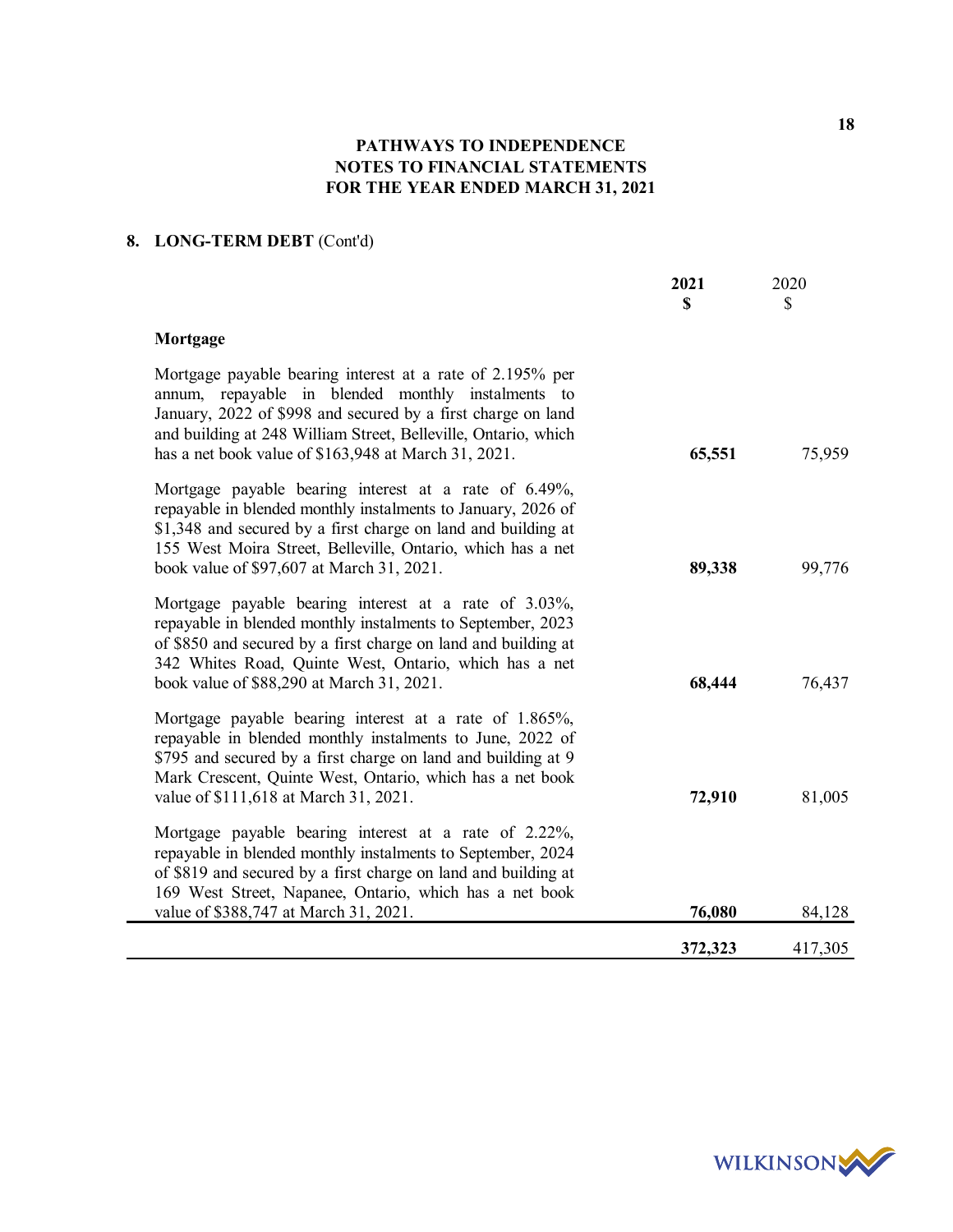**PATHWAYS TO INDEPENDENCE**
**NOTES TO FINANCIAL STATEMENTS**
**FOR THE YEAR ENDED MARCH 31, 2021**

## 8. LONG-TERM DEBT (Cont'd)

| | **2021** **$** | 2020 $ |
|---|---|---|
| **Mortgage** | | |
| Mortgage payable bearing interest at a rate of 2.195% per annum, repayable in blended monthly instalments to January, 2022 of $998 and secured by a first charge on land and building at 248 William Street, Belleville, Ontario, which has a net book value of $163,948 at March 31, 2021. | **65,551** | 75,959 |
| Mortgage payable bearing interest at a rate of 6.49%, repayable in blended monthly instalments to January, 2026 of $1,348 and secured by a first charge on land and building at 155 West Moira Street, Belleville, Ontario, which has a net book value of $97,607 at March 31, 2021. | **89,338** | 99,776 |
| Mortgage payable bearing interest at a rate of 3.03%, repayable in blended monthly instalments to September, 2023 of $850 and secured by a first charge on land and building at 342 Whites Road, Quinte West, Ontario, which has a net book value of $88,290 at March 31, 2021. | **68,444** | 76,437 |
| Mortgage payable bearing interest at a rate of 1.865%, repayable in blended monthly instalments to June, 2022 of $795 and secured by a first charge on land and building at 9 Mark Crescent, Quinte West, Ontario, which has a net book value of $111,618 at March 31, 2021. | **72,910** | 81,005 |
| Mortgage payable bearing interest at a rate of 2.22%, repayable in blended monthly instalments to September, 2024 of $819 and secured by a first charge on land and building at 169 West Street, Napanee, Ontario, which has a net book value of $388,747 at March 31, 2021. | **76,080** | 84,128 |
| | **372,323** | 417,305 |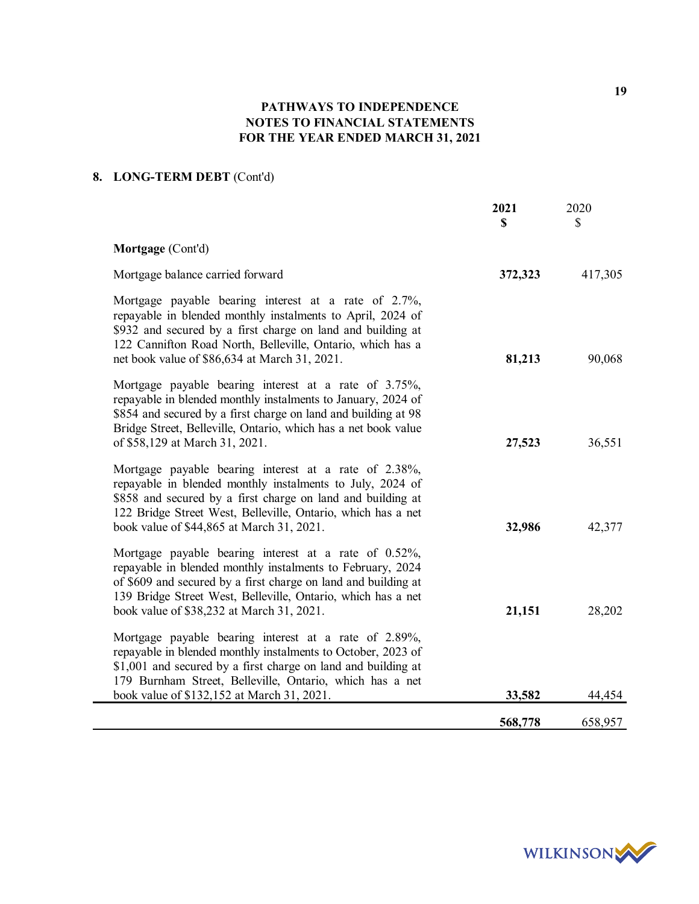**PATHWAYS TO INDEPENDENCE**
**NOTES TO FINANCIAL STATEMENTS**
**FOR THE YEAR ENDED MARCH 31, 2021**

## 8. LONG-TERM DEBT (Cont'd)

| | 2021 $ | 2020 $ |
|---|---|---|
| **Mortgage** (Cont'd) | | |
| Mortgage balance carried forward | **372,323** | 417,305 |
| Mortgage payable bearing interest at a rate of 2.7%, repayable in blended monthly instalments to April, 2024 of $932 and secured by a first charge on land and building at 122 Cannifton Road North, Belleville, Ontario, which has a net book value of $86,634 at March 31, 2021. | **81,213** | 90,068 |
| Mortgage payable bearing interest at a rate of 3.75%, repayable in blended monthly instalments to January, 2024 of $854 and secured by a first charge on land and building at 98 Bridge Street, Belleville, Ontario, which has a net book value of $58,129 at March 31, 2021. | **27,523** | 36,551 |
| Mortgage payable bearing interest at a rate of 2.38%, repayable in blended monthly instalments to July, 2024 of $858 and secured by a first charge on land and building at 122 Bridge Street West, Belleville, Ontario, which has a net book value of $44,865 at March 31, 2021. | **32,986** | 42,377 |
| Mortgage payable bearing interest at a rate of 0.52%, repayable in blended monthly instalments to February, 2024 of $609 and secured by a first charge on land and building at 139 Bridge Street West, Belleville, Ontario, which has a net book value of $38,232 at March 31, 2021. | **21,151** | 28,202 |
| Mortgage payable bearing interest at a rate of 2.89%, repayable in blended monthly instalments to October, 2023 of $1,001 and secured by a first charge on land and building at 179 Burnham Street, Belleville, Ontario, which has a net book value of $132,152 at March 31, 2021. | **33,582** | 44,454 |
| | **568,778** | 658,957 |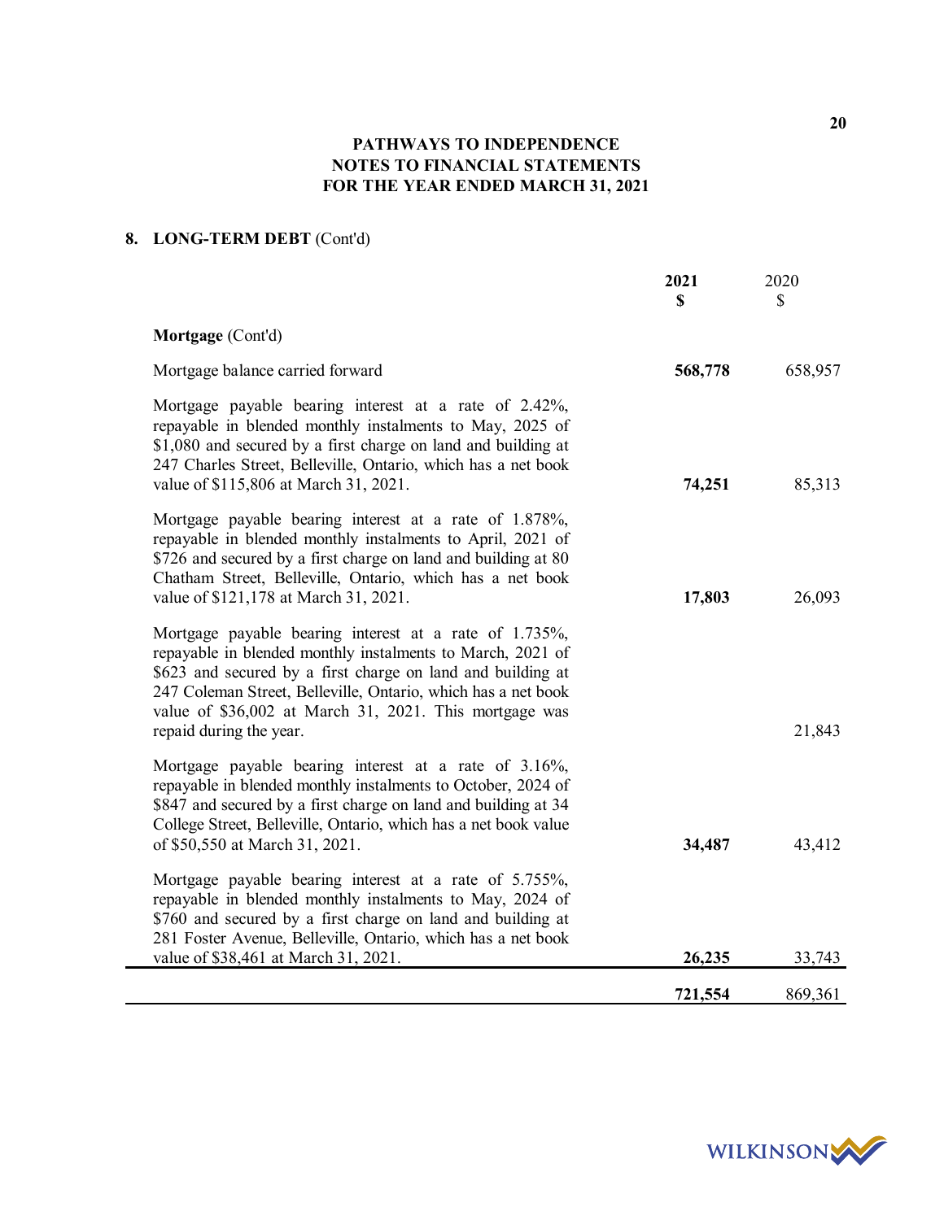## 8. LONG-TERM DEBT (Cont'd)

| | 2021 $ | 2020 $ |
|---|---|---|
| **Mortgage** (Cont'd) | | |
| Mortgage balance carried forward | **568,778** | 658,957 |
| Mortgage payable bearing interest at a rate of 2.42%, repayable in blended monthly instalments to May, 2025 of $1,080 and secured by a first charge on land and building at 247 Charles Street, Belleville, Ontario, which has a net book value of $115,806 at March 31, 2021. | **74,251** | 85,313 |
| Mortgage payable bearing interest at a rate of 1.878%, repayable in blended monthly instalments to April, 2021 of $726 and secured by a first charge on land and building at 80 Chatham Street, Belleville, Ontario, which has a net book value of $121,178 at March 31, 2021. | **17,803** | 26,093 |
| Mortgage payable bearing interest at a rate of 1.735%, repayable in blended monthly instalments to March, 2021 of $623 and secured by a first charge on land and building at 247 Coleman Street, Belleville, Ontario, which has a net book value of $36,002 at March 31, 2021. This mortgage was repaid during the year. | | 21,843 |
| Mortgage payable bearing interest at a rate of 3.16%, repayable in blended monthly instalments to October, 2024 of $847 and secured by a first charge on land and building at 34 College Street, Belleville, Ontario, which has a net book value of $50,550 at March 31, 2021. | **34,487** | 43,412 |
| Mortgage payable bearing interest at a rate of 5.755%, repayable in blended monthly instalments to May, 2024 of $760 and secured by a first charge on land and building at 281 Foster Avenue, Belleville, Ontario, which has a net book value of $38,461 at March 31, 2021. | **26,235** | 33,743 |
| | **721,554** | 869,361 |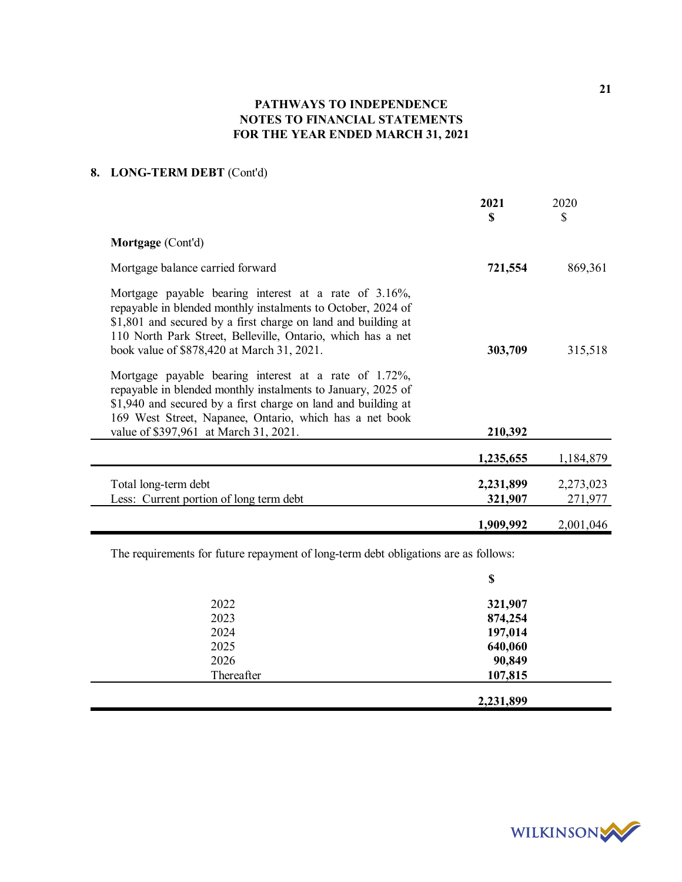# PATHWAYS TO INDEPENDENCE
# NOTES TO FINANCIAL STATEMENTS
# FOR THE YEAR ENDED MARCH 31, 2021

## 8. LONG-TERM DEBT (Cont'd)

| | **2021** **$** | 2020 $ |
|---|---|---|
| **Mortgage** (Cont'd) | | |
| Mortgage balance carried forward | **721,554** | 869,361 |
| Mortgage payable bearing interest at a rate of 3.16%, repayable in blended monthly instalments to October, 2024 of $1,801 and secured by a first charge on land and building at 110 North Park Street, Belleville, Ontario, which has a net book value of $878,420 at March 31, 2021. | **303,709** | 315,518 |
| Mortgage payable bearing interest at a rate of 1.72%, repayable in blended monthly instalments to January, 2025 of $1,940 and secured by a first charge on land and building at 169 West Street, Napanee, Ontario, which has a net book value of $397,961 at March 31, 2021. | **210,392** | |
| | **1,235,655** | 1,184,879 |
| Total long-term debt | **2,231,899** | 2,273,023 |
| Less: Current portion of long term debt | **321,907** | 271,977 |
| | **1,909,992** | 2,001,046 |

The requirements for future repayment of long-term debt obligations are as follows:

| | **$** |
|---|---|
| 2022 | **321,907** |
| 2023 | **874,254** |
| 2024 | **197,014** |
| 2025 | **640,060** |
| 2026 | **90,849** |
| Thereafter | **107,815** |
| | **2,231,899** |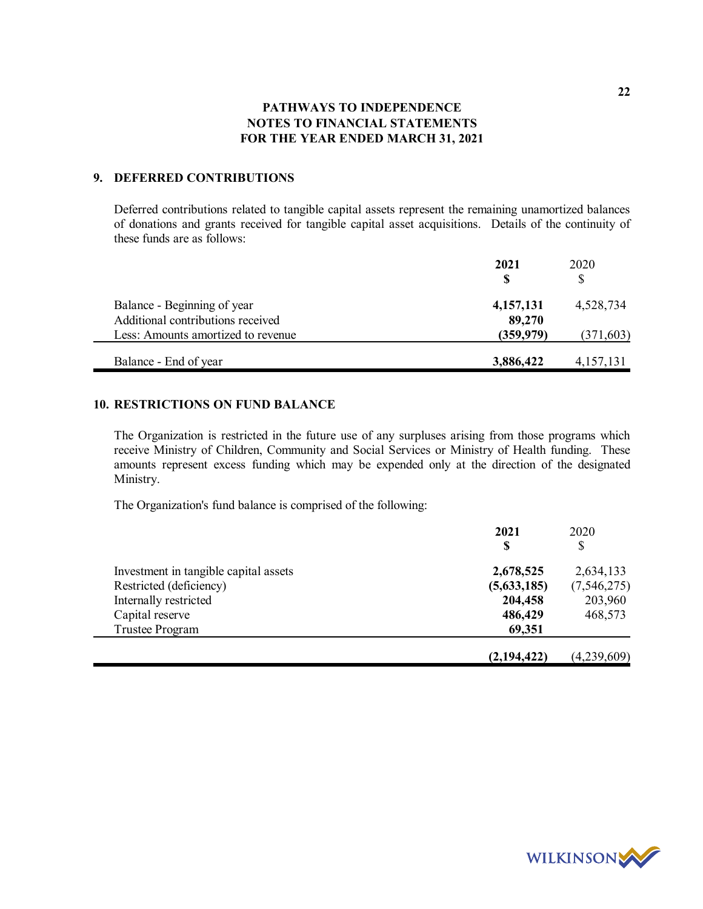# PATHWAYS TO INDEPENDENCE
## NOTES TO FINANCIAL STATEMENTS
## FOR THE YEAR ENDED MARCH 31, 2021

### 9. DEFERRED CONTRIBUTIONS

Deferred contributions related to tangible capital assets represent the remaining unamortized balances of donations and grants received for tangible capital asset acquisitions. Details of the continuity of these funds are as follows:

| | **2021** **$** | 2020 $ |
|---|---|---|
| Balance - Beginning of year | **4,157,131** | 4,528,734 |
| Additional contributions received | **89,270** | |
| Less: Amounts amortized to revenue | **(359,979)** | (371,603) |
| Balance - End of year | **3,886,422** | 4,157,131 |

### 10. RESTRICTIONS ON FUND BALANCE

The Organization is restricted in the future use of any surpluses arising from those programs which receive Ministry of Children, Community and Social Services or Ministry of Health funding. These amounts represent excess funding which may be expended only at the direction of the designated Ministry.

The Organization's fund balance is comprised of the following:

| | **2021** **$** | 2020 $ |
|---|---|---|
| Investment in tangible capital assets | **2,678,525** | 2,634,133 |
| Restricted (deficiency) | **(5,633,185)** | (7,546,275) |
| Internally restricted | **204,458** | 203,960 |
| Capital reserve | **486,429** | 468,573 |
| Trustee Program | **69,351** | |
| | **(2,194,422)** | (4,239,609) |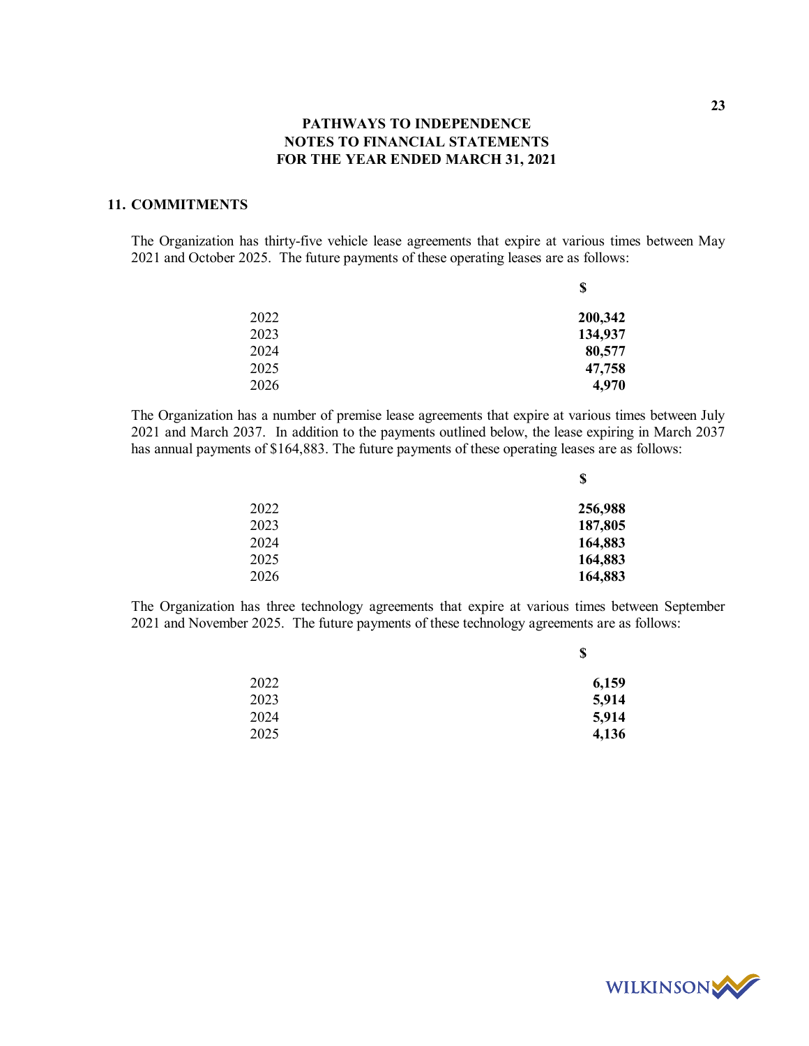# PATHWAYS TO INDEPENDENCE
# NOTES TO FINANCIAL STATEMENTS
# FOR THE YEAR ENDED MARCH 31, 2021

## 11. COMMITMENTS

The Organization has thirty-five vehicle lease agreements that expire at various times between May 2021 and October 2025. The future payments of these operating leases are as follows:

| | $ |
|---|---|
| 2022 | **200,342** |
| 2023 | **134,937** |
| 2024 | **80,577** |
| 2025 | **47,758** |
| 2026 | **4,970** |

The Organization has a number of premise lease agreements that expire at various times between July 2021 and March 2037. In addition to the payments outlined below, the lease expiring in March 2037 has annual payments of $164,883. The future payments of these operating leases are as follows:

| | $ |
|---|---|
| 2022 | **256,988** |
| 2023 | **187,805** |
| 2024 | **164,883** |
| 2025 | **164,883** |
| 2026 | **164,883** |

The Organization has three technology agreements that expire at various times between September 2021 and November 2025. The future payments of these technology agreements are as follows:

| | $ |
|---|---|
| 2022 | **6,159** |
| 2023 | **5,914** |
| 2024 | **5,914** |
| 2025 | **4,136** |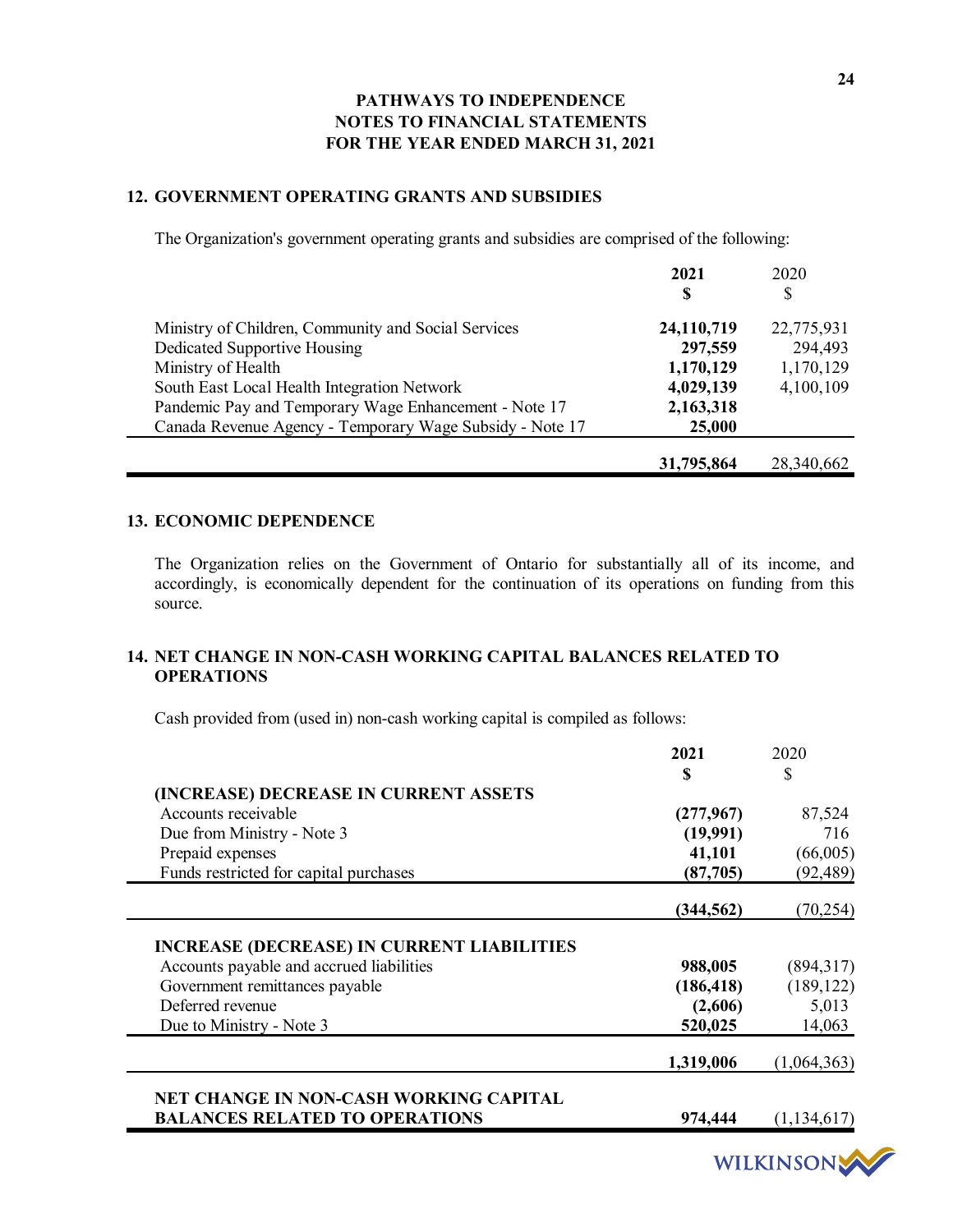# PATHWAYS TO INDEPENDENCE
## NOTES TO FINANCIAL STATEMENTS
## FOR THE YEAR ENDED MARCH 31, 2021

### 12. GOVERNMENT OPERATING GRANTS AND SUBSIDIES

The Organization's government operating grants and subsidies are comprised of the following:

| | **2021** | 2020 |
|---|---|---|
| | **$** | $ |
| Ministry of Children, Community and Social Services | **24,110,719** | 22,775,931 |
| Dedicated Supportive Housing | **297,559** | 294,493 |
| Ministry of Health | **1,170,129** | 1,170,129 |
| South East Local Health Integration Network | **4,029,139** | 4,100,109 |
| Pandemic Pay and Temporary Wage Enhancement - Note 17 | **2,163,318** | |
| Canada Revenue Agency - Temporary Wage Subsidy - Note 17 | **25,000** | |
| | **31,795,864** | 28,340,662 |

### 13. ECONOMIC DEPENDENCE

The Organization relies on the Government of Ontario for substantially all of its income, and accordingly, is economically dependent for the continuation of its operations on funding from this source.

### 14. NET CHANGE IN NON-CASH WORKING CAPITAL BALANCES RELATED TO OPERATIONS

Cash provided from (used in) non-cash working capital is compiled as follows:

| | **2021** | 2020 |
|---|---|---|
| | **$** | $ |
| **(INCREASE) DECREASE IN CURRENT ASSETS** | | |
| Accounts receivable | **(277,967)** | 87,524 |
| Due from Ministry - Note 3 | **(19,991)** | 716 |
| Prepaid expenses | **41,101** | (66,005) |
| Funds restricted for capital purchases | **(87,705)** | (92,489) |
| | **(344,562)** | (70,254) |
| **INCREASE (DECREASE) IN CURRENT LIABILITIES** | | |
| Accounts payable and accrued liabilities | **988,005** | (894,317) |
| Government remittances payable | **(186,418)** | (189,122) |
| Deferred revenue | **(2,606)** | 5,013 |
| Due to Ministry - Note 3 | **520,025** | 14,063 |
| | **1,319,006** | (1,064,363) |
| **NET CHANGE IN NON-CASH WORKING CAPITAL BALANCES RELATED TO OPERATIONS** | **974,444** | (1,134,617) |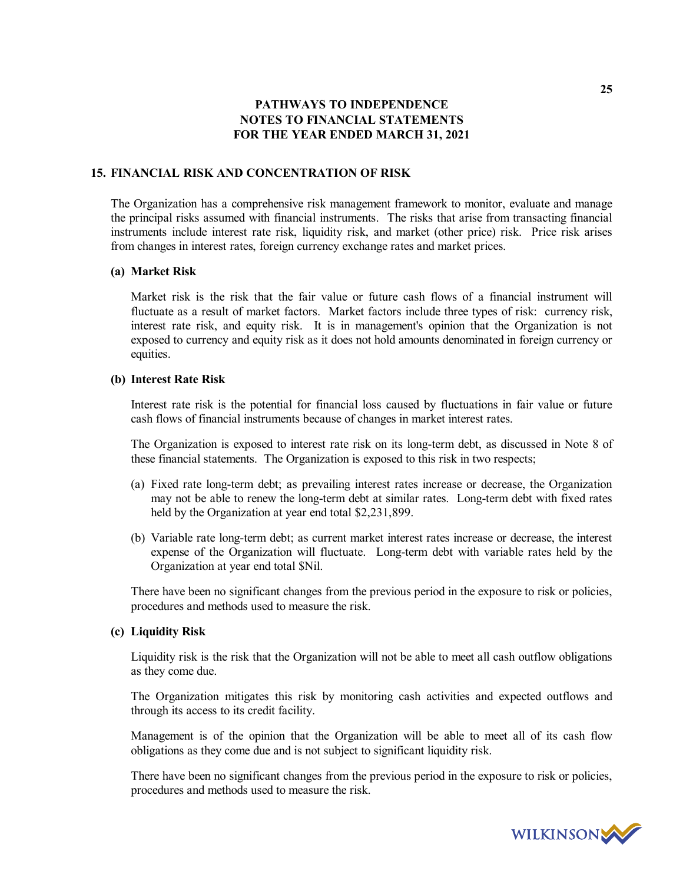## 15. FINANCIAL RISK AND CONCENTRATION OF RISK

The Organization has a comprehensive risk management framework to monitor, evaluate and manage the principal risks assumed with financial instruments. The risks that arise from transacting financial instruments include interest rate risk, liquidity risk, and market (other price) risk. Price risk arises from changes in interest rates, foreign currency exchange rates and market prices.

### (a) Market Risk

Market risk is the risk that the fair value or future cash flows of a financial instrument will fluctuate as a result of market factors. Market factors include three types of risk: currency risk, interest rate risk, and equity risk. It is in management's opinion that the Organization is not exposed to currency and equity risk as it does not hold amounts denominated in foreign currency or equities.

### (b) Interest Rate Risk

Interest rate risk is the potential for financial loss caused by fluctuations in fair value or future cash flows of financial instruments because of changes in market interest rates.

The Organization is exposed to interest rate risk on its long-term debt, as discussed in Note 8 of these financial statements. The Organization is exposed to this risk in two respects;

(a) Fixed rate long-term debt; as prevailing interest rates increase or decrease, the Organization may not be able to renew the long-term debt at similar rates. Long-term debt with fixed rates held by the Organization at year end total $2,231,899.

(b) Variable rate long-term debt; as current market interest rates increase or decrease, the interest expense of the Organization will fluctuate. Long-term debt with variable rates held by the Organization at year end total $Nil.

There have been no significant changes from the previous period in the exposure to risk or policies, procedures and methods used to measure the risk.

### (c) Liquidity Risk

Liquidity risk is the risk that the Organization will not be able to meet all cash outflow obligations as they come due.

The Organization mitigates this risk by monitoring cash activities and expected outflows and through its access to its credit facility.

Management is of the opinion that the Organization will be able to meet all of its cash flow obligations as they come due and is not subject to significant liquidity risk.

There have been no significant changes from the previous period in the exposure to risk or policies, procedures and methods used to measure the risk.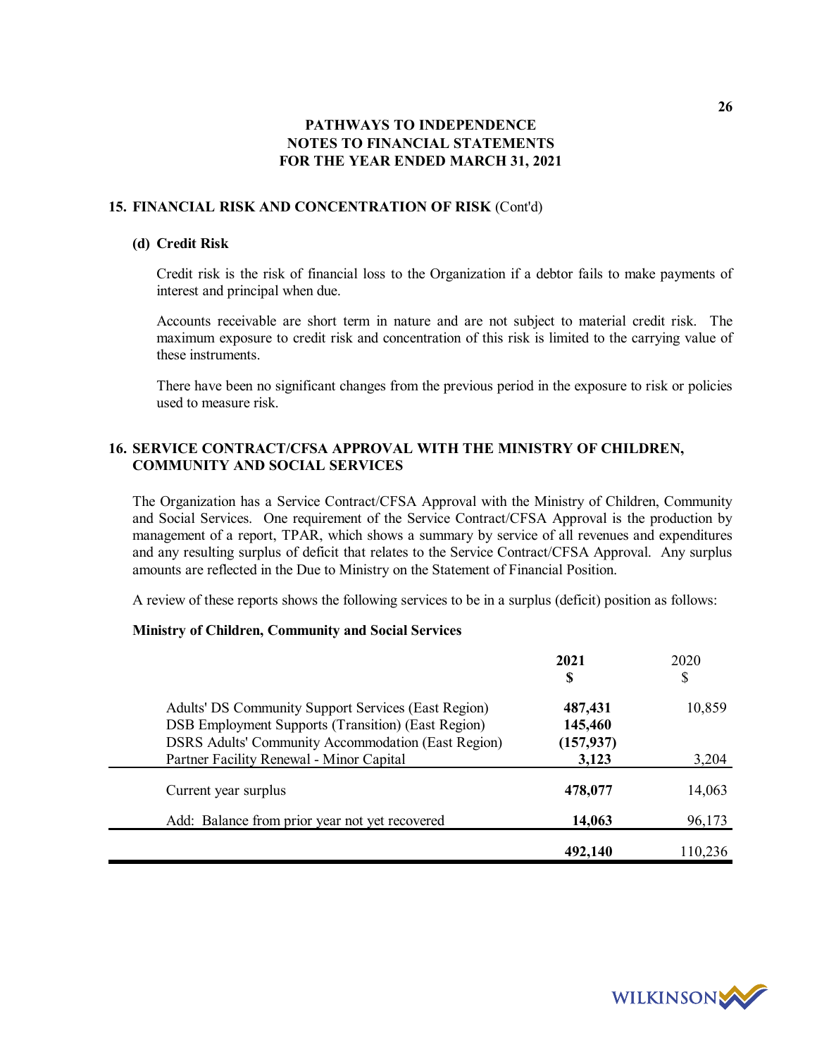## 15. FINANCIAL RISK AND CONCENTRATION OF RISK (Cont'd)

### (d) Credit Risk

Credit risk is the risk of financial loss to the Organization if a debtor fails to make payments of interest and principal when due.

Accounts receivable are short term in nature and are not subject to material credit risk. The maximum exposure to credit risk and concentration of this risk is limited to the carrying value of these instruments.

There have been no significant changes from the previous period in the exposure to risk or policies used to measure risk.

## 16. SERVICE CONTRACT/CFSA APPROVAL WITH THE MINISTRY OF CHILDREN, COMMUNITY AND SOCIAL SERVICES

The Organization has a Service Contract/CFSA Approval with the Ministry of Children, Community and Social Services. One requirement of the Service Contract/CFSA Approval is the production by management of a report, TPAR, which shows a summary by service of all revenues and expenditures and any resulting surplus of deficit that relates to the Service Contract/CFSA Approval. Any surplus amounts are reflected in the Due to Ministry on the Statement of Financial Position.

A review of these reports shows the following services to be in a surplus (deficit) position as follows:

**Ministry of Children, Community and Social Services**

| | **2021** **$** | 2020 $ |
|---|---|---|
| Adults' DS Community Support Services (East Region) | **487,431** | 10,859 |
| DSB Employment Supports (Transition) (East Region) | **145,460** | |
| DSRS Adults' Community Accommodation (East Region) | **(157,937)** | |
| Partner Facility Renewal - Minor Capital | **3,123** | 3,204 |
| Current year surplus | **478,077** | 14,063 |
| Add: Balance from prior year not yet recovered | **14,063** | 96,173 |
| | **492,140** | 110,236 |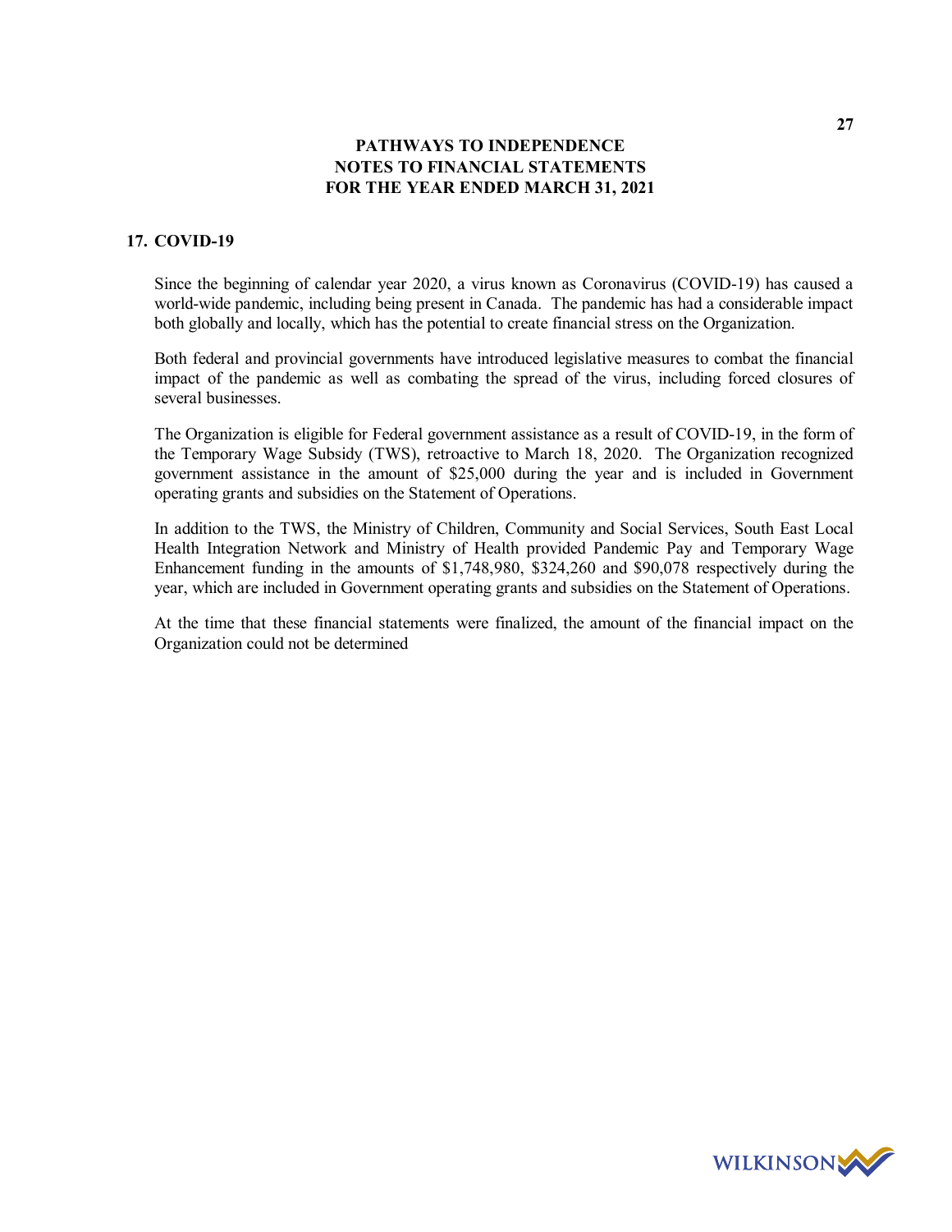**PATHWAYS TO INDEPENDENCE**
**NOTES TO FINANCIAL STATEMENTS**
**FOR THE YEAR ENDED MARCH 31, 2021**

## 17. COVID-19

Since the beginning of calendar year 2020, a virus known as Coronavirus (COVID-19) has caused a world-wide pandemic, including being present in Canada. The pandemic has had a considerable impact both globally and locally, which has the potential to create financial stress on the Organization.

Both federal and provincial governments have introduced legislative measures to combat the financial impact of the pandemic as well as combating the spread of the virus, including forced closures of several businesses.

The Organization is eligible for Federal government assistance as a result of COVID-19, in the form of the Temporary Wage Subsidy (TWS), retroactive to March 18, 2020. The Organization recognized government assistance in the amount of $25,000 during the year and is included in Government operating grants and subsidies on the Statement of Operations.

In addition to the TWS, the Ministry of Children, Community and Social Services, South East Local Health Integration Network and Ministry of Health provided Pandemic Pay and Temporary Wage Enhancement funding in the amounts of $1,748,980, $324,260 and $90,078 respectively during the year, which are included in Government operating grants and subsidies on the Statement of Operations.

At the time that these financial statements were finalized, the amount of the financial impact on the Organization could not be determined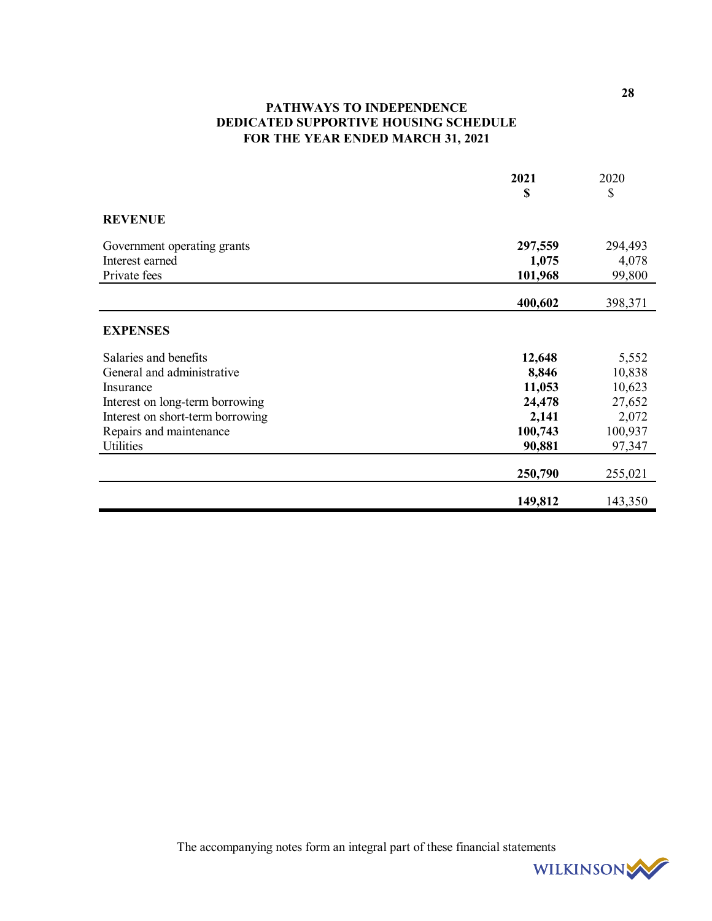**PATHWAYS TO INDEPENDENCE**
**DEDICATED SUPPORTIVE HOUSING SCHEDULE**
**FOR THE YEAR ENDED MARCH 31, 2021**

| | 2021<br>$ | 2020<br>$ |
|---|---|---|
| **REVENUE** | | |
| Government operating grants | **297,559** | 294,493 |
| Interest earned | **1,075** | 4,078 |
| Private fees | **101,968** | 99,800 |
| | **400,602** | 398,371 |
| **EXPENSES** | | |
| Salaries and benefits | **12,648** | 5,552 |
| General and administrative | **8,846** | 10,838 |
| Insurance | **11,053** | 10,623 |
| Interest on long-term borrowing | **24,478** | 27,652 |
| Interest on short-term borrowing | **2,141** | 2,072 |
| Repairs and maintenance | **100,743** | 100,937 |
| Utilities | **90,881** | 97,347 |
| | **250,790** | 255,021 |
| | **149,812** | 143,350 |

The accompanying notes form an integral part of these financial statements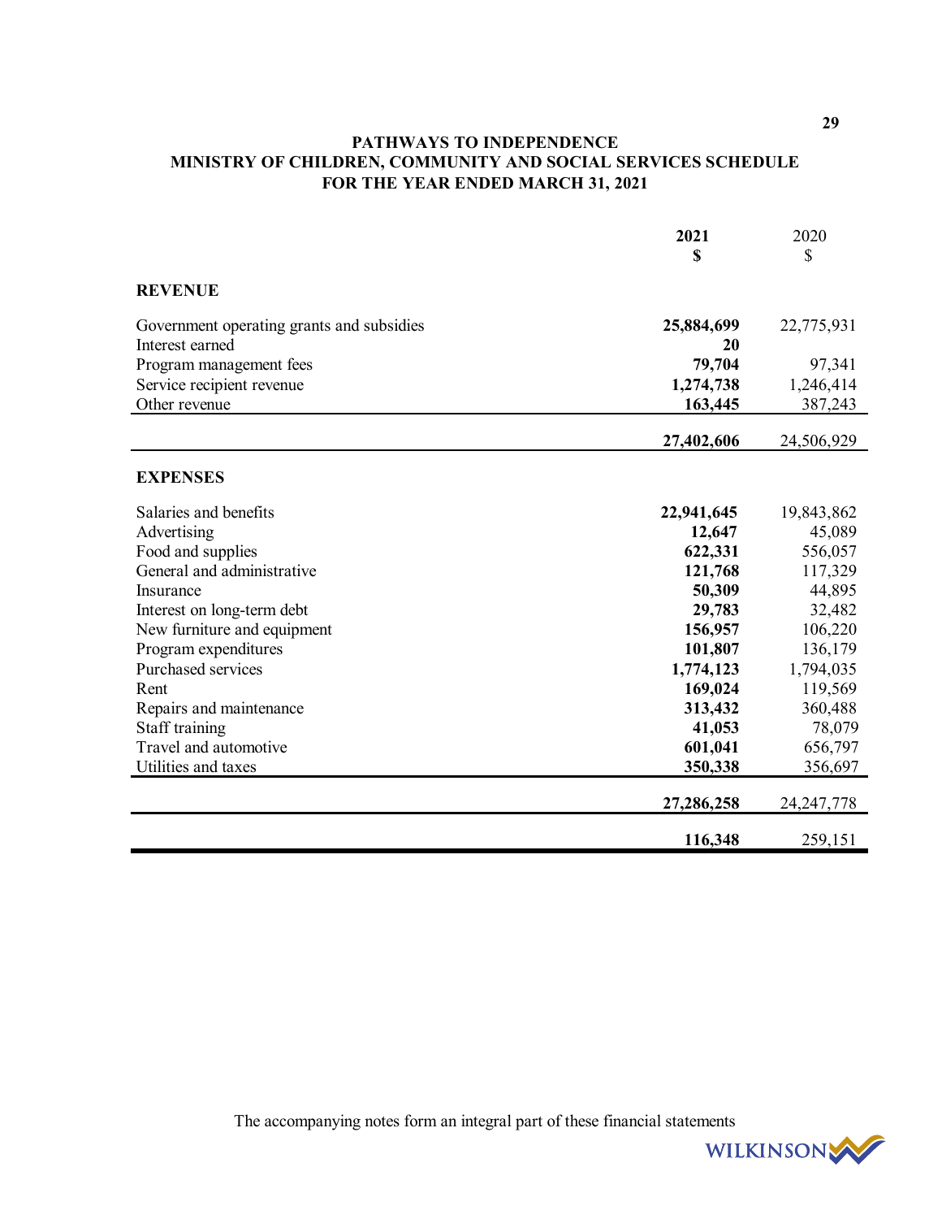# PATHWAYS TO INDEPENDENCE
## MINISTRY OF CHILDREN, COMMUNITY AND SOCIAL SERVICES SCHEDULE
## FOR THE YEAR ENDED MARCH 31, 2021

| | 2021<br>$ | 2020<br>$ |
|---|---|---|
| **REVENUE** | | |
| Government operating grants and subsidies | **25,884,699** | 22,775,931 |
| Interest earned | **20** | |
| Program management fees | **79,704** | 97,341 |
| Service recipient revenue | **1,274,738** | 1,246,414 |
| Other revenue | **163,445** | 387,243 |
| | **27,402,606** | 24,506,929 |
| **EXPENSES** | | |
| Salaries and benefits | **22,941,645** | 19,843,862 |
| Advertising | **12,647** | 45,089 |
| Food and supplies | **622,331** | 556,057 |
| General and administrative | **121,768** | 117,329 |
| Insurance | **50,309** | 44,895 |
| Interest on long-term debt | **29,783** | 32,482 |
| New furniture and equipment | **156,957** | 106,220 |
| Program expenditures | **101,807** | 136,179 |
| Purchased services | **1,774,123** | 1,794,035 |
| Rent | **169,024** | 119,569 |
| Repairs and maintenance | **313,432** | 360,488 |
| Staff training | **41,053** | 78,079 |
| Travel and automotive | **601,041** | 656,797 |
| Utilities and taxes | **350,338** | 356,697 |
| | **27,286,258** | 24,247,778 |
| | **116,348** | 259,151 |

The accompanying notes form an integral part of these financial statements